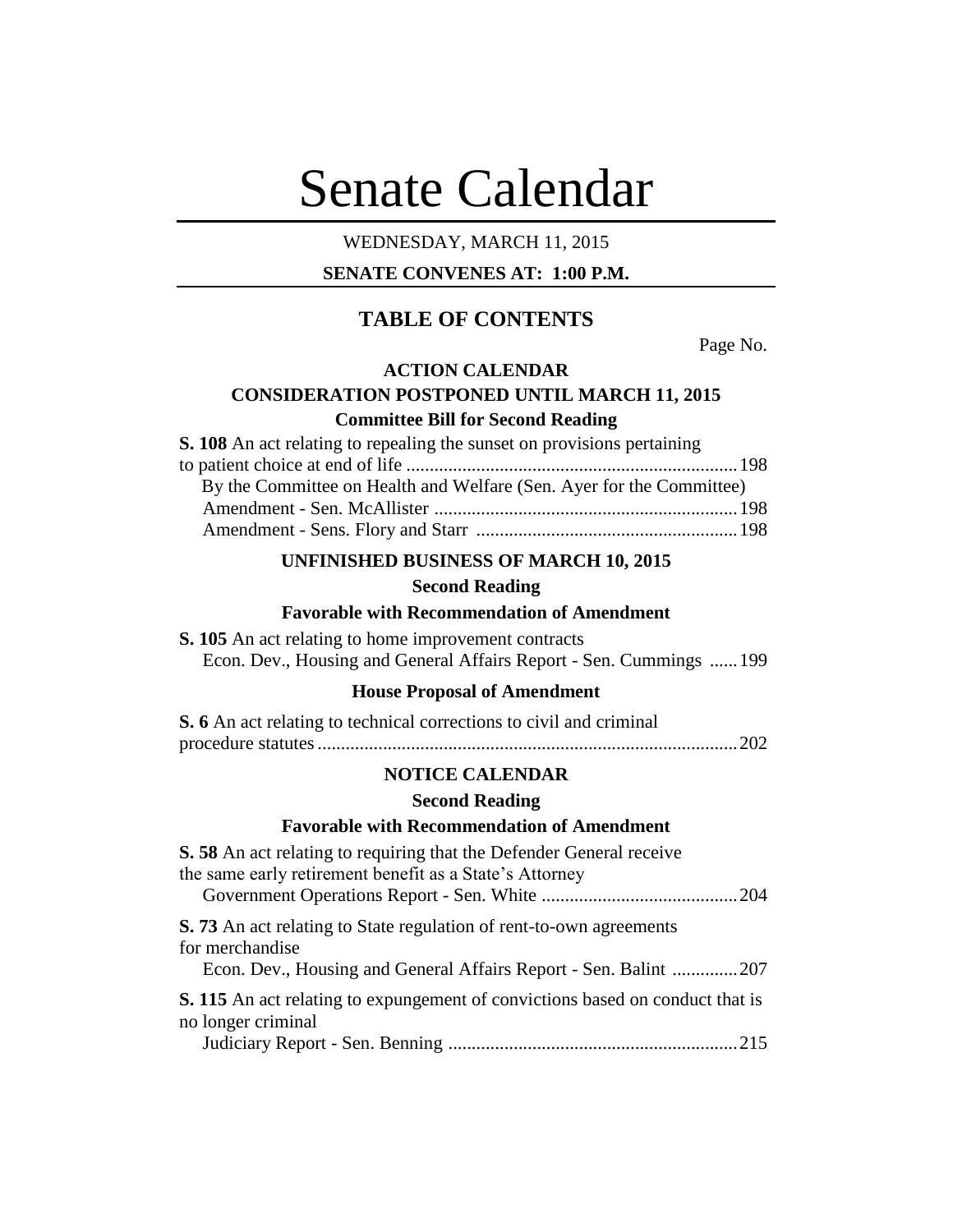# Senate Calendar

WEDNESDAY, MARCH 11, 2015

**SENATE CONVENES AT: 1:00 P.M.**

## TABLE OF CONTENTS

Page No.

**ACTION CALENDAR**

**CONSIDERATION POSTPONED UNTIL MARCH 11, 2015**

**Committee Bill for Second Reading**

**S. 108** An act relating to repealing the sunset on provisions pertaining to patient choice at end of life ....................................................................198

By the Committee on Health and Welfare (Sen. Ayer for the Committee)

Amendment - Sen. McAllister ................................................................198

Amendment - Sens. Flory and Starr .......................................................198

**UNFINISHED BUSINESS OF MARCH 10, 2015**

**Second Reading**

**Favorable with Recommendation of Amendment**

**S. 105** An act relating to home improvement contracts

Econ. Dev., Housing and General Affairs Report - Sen. Cummings ......199

**House Proposal of Amendment**

**S. 6** An act relating to technical corrections to civil and criminal procedure statutes ..........................................................................................202

**NOTICE CALENDAR**

**Second Reading**

**Favorable with Recommendation of Amendment**

**S. 58** An act relating to requiring that the Defender General receive the same early retirement benefit as a State's Attorney

Government Operations Report - Sen. White ..........................................204

**S. 73** An act relating to State regulation of rent-to-own agreements for merchandise

Econ. Dev., Housing and General Affairs Report - Sen. Balint ..............207

**S. 115** An act relating to expungement of convictions based on conduct that is no longer criminal

Judiciary Report - Sen. Benning .............................................................215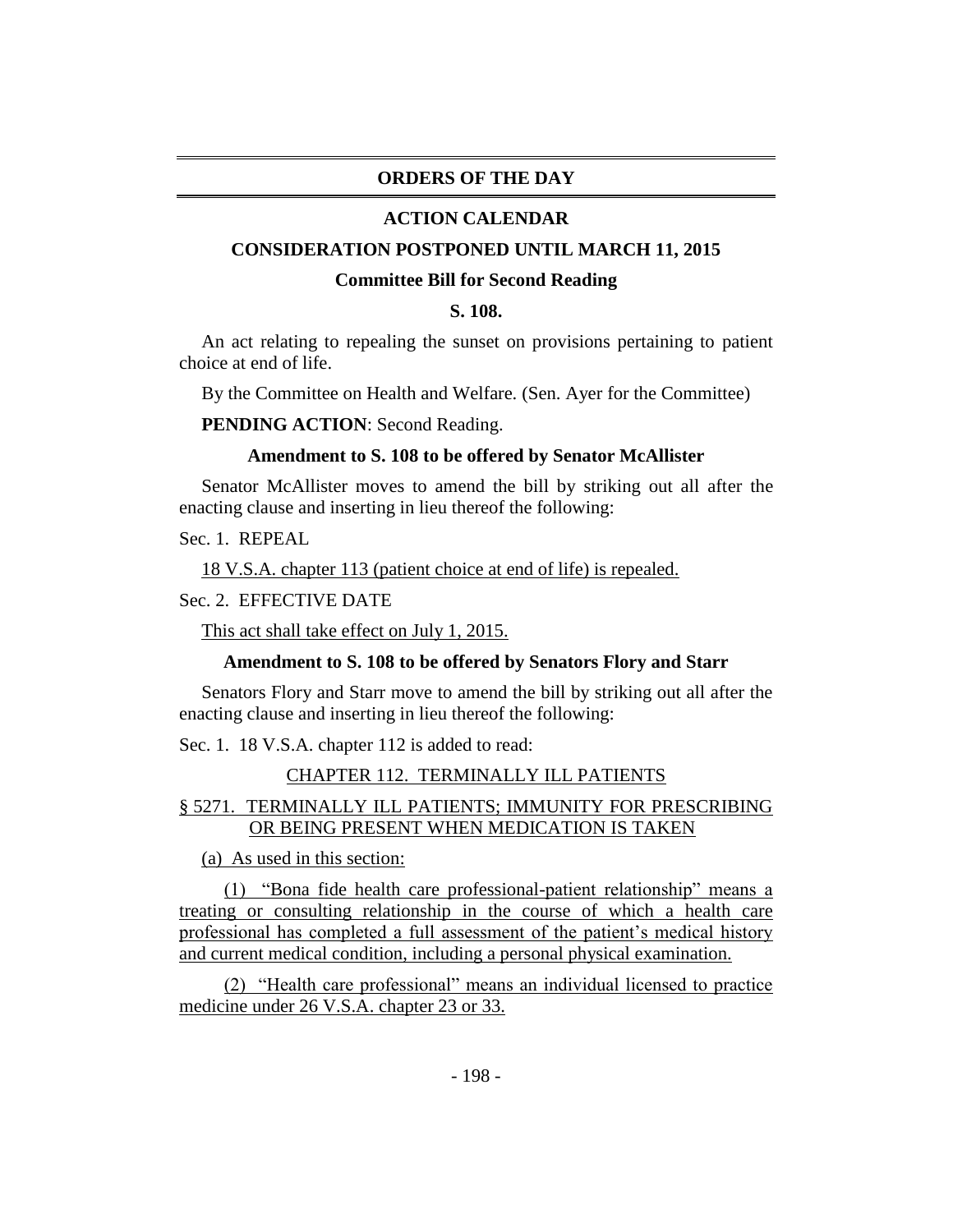# ORDERS OF THE DAY

## ACTION CALENDAR

### CONSIDERATION POSTPONED UNTIL MARCH 11, 2015

**Committee Bill for Second Reading**

**S. 108.**

An act relating to repealing the sunset on provisions pertaining to patient choice at end of life.

By the Committee on Health and Welfare. (Sen. Ayer for the Committee)

**PENDING ACTION**: Second Reading.

**Amendment to S. 108 to be offered by Senator McAllister**

Senator McAllister moves to amend the bill by striking out all after the enacting clause and inserting in lieu thereof the following:

Sec. 1. REPEAL

18 V.S.A. chapter 113 (patient choice at end of life) is repealed.

Sec. 2. EFFECTIVE DATE

This act shall take effect on July 1, 2015.

**Amendment to S. 108 to be offered by Senators Flory and Starr**

Senators Flory and Starr move to amend the bill by striking out all after the enacting clause and inserting in lieu thereof the following:

Sec. 1. 18 V.S.A. chapter 112 is added to read:

CHAPTER 112. TERMINALLY ILL PATIENTS

§ 5271. TERMINALLY ILL PATIENTS; IMMUNITY FOR PRESCRIBING OR BEING PRESENT WHEN MEDICATION IS TAKEN

(a) As used in this section:

(1) "Bona fide health care professional-patient relationship" means a treating or consulting relationship in the course of which a health care professional has completed a full assessment of the patient's medical history and current medical condition, including a personal physical examination.

(2) "Health care professional" means an individual licensed to practice medicine under 26 V.S.A. chapter 23 or 33.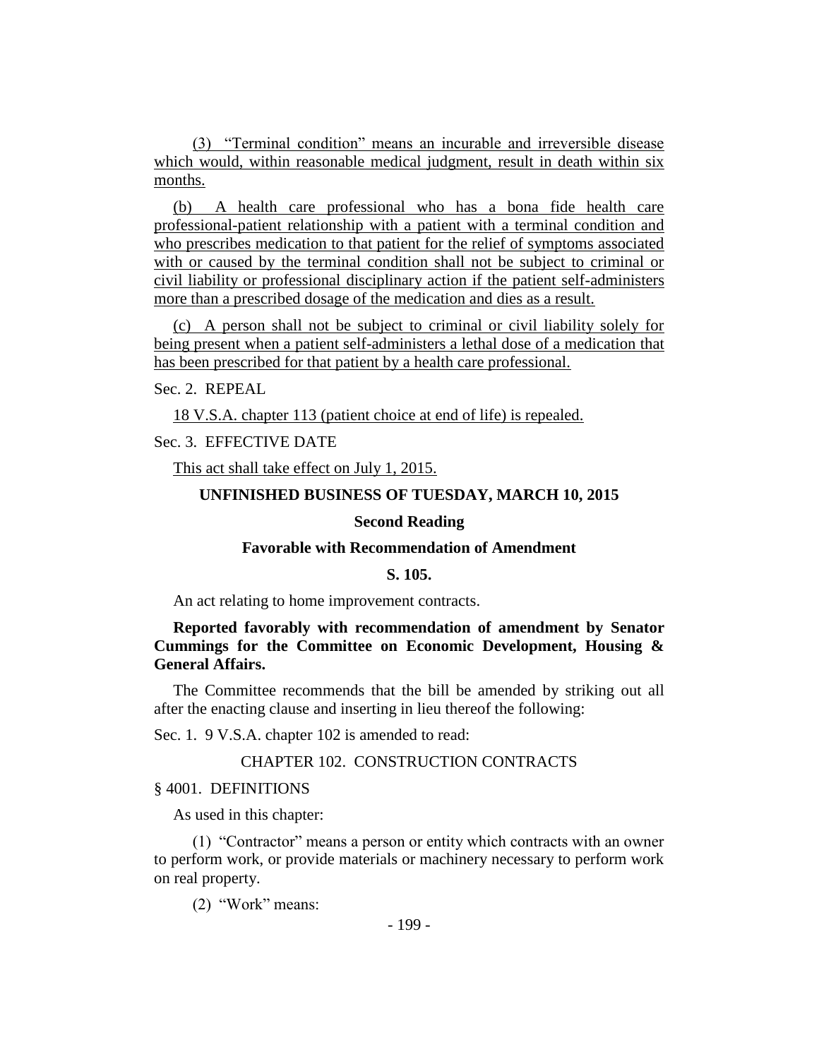(3) "Terminal condition" means an incurable and irreversible disease which would, within reasonable medical judgment, result in death within six months.

(b) A health care professional who has a bona fide health care professional-patient relationship with a patient with a terminal condition and who prescribes medication to that patient for the relief of symptoms associated with or caused by the terminal condition shall not be subject to criminal or civil liability or professional disciplinary action if the patient self-administers more than a prescribed dosage of the medication and dies as a result.

(c) A person shall not be subject to criminal or civil liability solely for being present when a patient self-administers a lethal dose of a medication that has been prescribed for that patient by a health care professional.

Sec. 2. REPEAL

18 V.S.A. chapter 113 (patient choice at end of life) is repealed.

Sec. 3. EFFECTIVE DATE

This act shall take effect on July 1, 2015.

## UNFINISHED BUSINESS OF TUESDAY, MARCH 10, 2015

### Second Reading

### Favorable with Recommendation of Amendment

### S. 105.

An act relating to home improvement contracts.

**Reported favorably with recommendation of amendment by Senator Cummings for the Committee on Economic Development, Housing & General Affairs.**

The Committee recommends that the bill be amended by striking out all after the enacting clause and inserting in lieu thereof the following:

Sec. 1. 9 V.S.A. chapter 102 is amended to read:

CHAPTER 102. CONSTRUCTION CONTRACTS

§ 4001. DEFINITIONS

As used in this chapter:

(1) "Contractor" means a person or entity which contracts with an owner to perform work, or provide materials or machinery necessary to perform work on real property.

(2) "Work" means: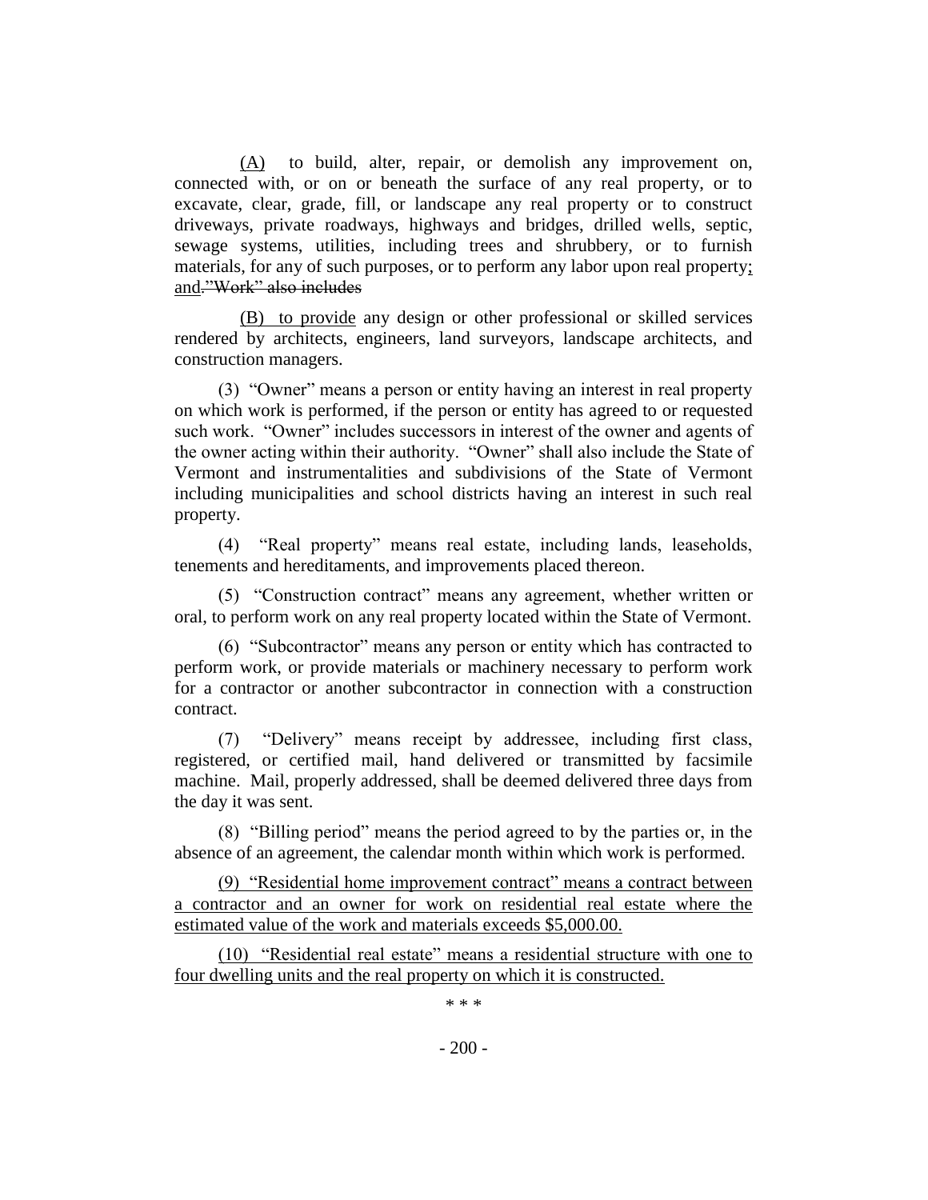(A) to build, alter, repair, or demolish any improvement on, connected with, or on or beneath the surface of any real property, or to excavate, clear, grade, fill, or landscape any real property or to construct driveways, private roadways, highways and bridges, drilled wells, septic, sewage systems, utilities, including trees and shrubbery, or to furnish materials, for any of such purposes, or to perform any labor upon real property; and. ~~"Work" also includes~~

(B) to provide any design or other professional or skilled services rendered by architects, engineers, land surveyors, landscape architects, and construction managers.

(3) "Owner" means a person or entity having an interest in real property on which work is performed, if the person or entity has agreed to or requested such work. "Owner" includes successors in interest of the owner and agents of the owner acting within their authority. "Owner" shall also include the State of Vermont and instrumentalities and subdivisions of the State of Vermont including municipalities and school districts having an interest in such real property.

(4) "Real property" means real estate, including lands, leaseholds, tenements and hereditaments, and improvements placed thereon.

(5) "Construction contract" means any agreement, whether written or oral, to perform work on any real property located within the State of Vermont.

(6) "Subcontractor" means any person or entity which has contracted to perform work, or provide materials or machinery necessary to perform work for a contractor or another subcontractor in connection with a construction contract.

(7) "Delivery" means receipt by addressee, including first class, registered, or certified mail, hand delivered or transmitted by facsimile machine. Mail, properly addressed, shall be deemed delivered three days from the day it was sent.

(8) "Billing period" means the period agreed to by the parties or, in the absence of an agreement, the calendar month within which work is performed.

(9) "Residential home improvement contract" means a contract between a contractor and an owner for work on residential real estate where the estimated value of the work and materials exceeds $5,000.00.

(10) "Residential real estate" means a residential structure with one to four dwelling units and the real property on which it is constructed.

\* \* \*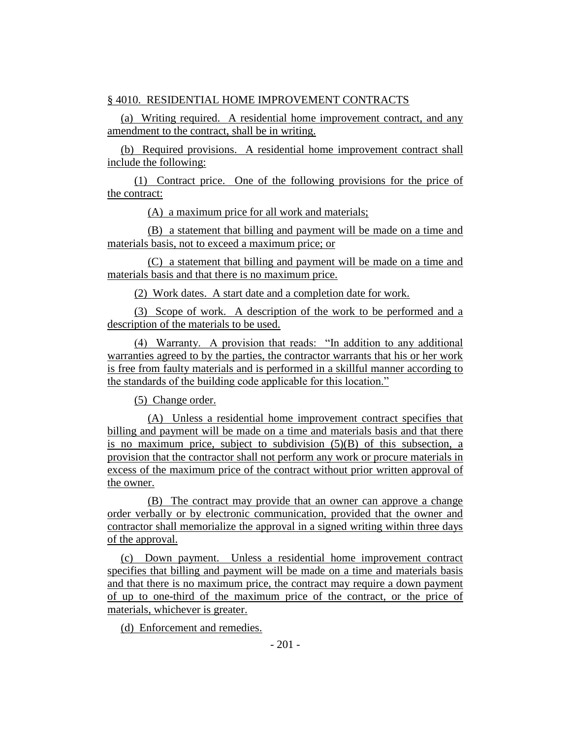§ 4010. RESIDENTIAL HOME IMPROVEMENT CONTRACTS

(a) Writing required. A residential home improvement contract, and any amendment to the contract, shall be in writing.

(b) Required provisions. A residential home improvement contract shall include the following:

(1) Contract price. One of the following provisions for the price of the contract:

(A) a maximum price for all work and materials;

(B) a statement that billing and payment will be made on a time and materials basis, not to exceed a maximum price; or

(C) a statement that billing and payment will be made on a time and materials basis and that there is no maximum price.

(2) Work dates. A start date and a completion date for work.

(3) Scope of work. A description of the work to be performed and a description of the materials to be used.

(4) Warranty. A provision that reads: "In addition to any additional warranties agreed to by the parties, the contractor warrants that his or her work is free from faulty materials and is performed in a skillful manner according to the standards of the building code applicable for this location."

(5) Change order.

(A) Unless a residential home improvement contract specifies that billing and payment will be made on a time and materials basis and that there is no maximum price, subject to subdivision (5)(B) of this subsection, a provision that the contractor shall not perform any work or procure materials in excess of the maximum price of the contract without prior written approval of the owner.

(B) The contract may provide that an owner can approve a change order verbally or by electronic communication, provided that the owner and contractor shall memorialize the approval in a signed writing within three days of the approval.

(c) Down payment. Unless a residential home improvement contract specifies that billing and payment will be made on a time and materials basis and that there is no maximum price, the contract may require a down payment of up to one-third of the maximum price of the contract, or the price of materials, whichever is greater.

(d) Enforcement and remedies.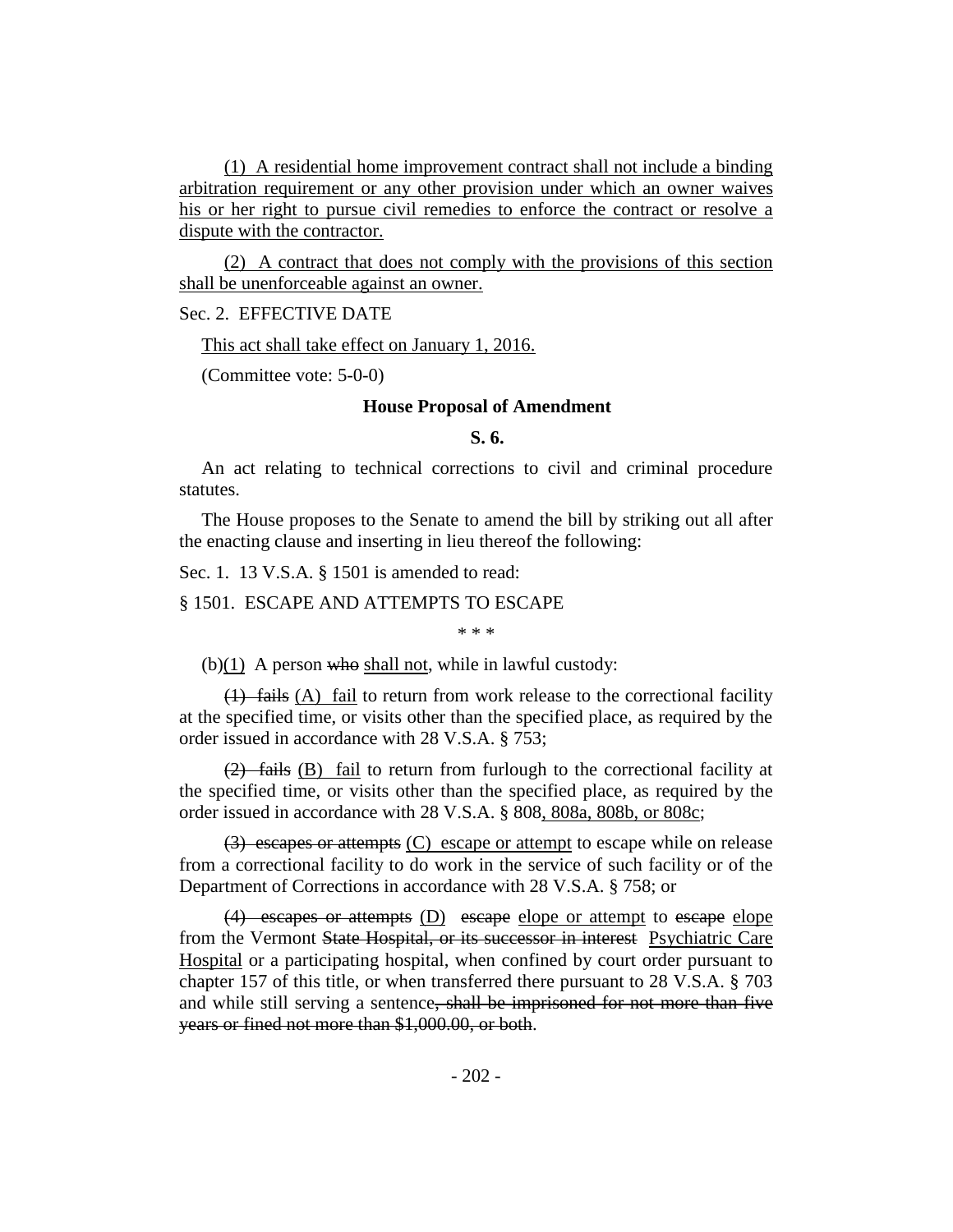(1) A residential home improvement contract shall not include a binding arbitration requirement or any other provision under which an owner waives his or her right to pursue civil remedies to enforce the contract or resolve a dispute with the contractor.

(2) A contract that does not comply with the provisions of this section shall be unenforceable against an owner.

Sec. 2. EFFECTIVE DATE

This act shall take effect on January 1, 2016.

(Committee vote: 5-0-0)

**House Proposal of Amendment**

**S. 6.**

An act relating to technical corrections to civil and criminal procedure statutes.

The House proposes to the Senate to amend the bill by striking out all after the enacting clause and inserting in lieu thereof the following:

Sec. 1. 13 V.S.A. § 1501 is amended to read:

§ 1501. ESCAPE AND ATTEMPTS TO ESCAPE

\* \* \*

(b)(1) A person ~~who~~ shall not, while in lawful custody:

~~(1) fails~~ (A) fail to return from work release to the correctional facility at the specified time, or visits other than the specified place, as required by the order issued in accordance with 28 V.S.A. § 753;

~~(2) fails~~ (B) fail to return from furlough to the correctional facility at the specified time, or visits other than the specified place, as required by the order issued in accordance with 28 V.S.A. § 808, 808a, 808b, or 808c;

~~(3) escapes or attempts~~ (C) escape or attempt to escape while on release from a correctional facility to do work in the service of such facility or of the Department of Corrections in accordance with 28 V.S.A. § 758; or

~~(4) escapes or attempts~~ (D) ~~escape~~ elope or attempt to ~~escape~~ elope from the Vermont ~~State Hospital, or its successor in interest~~ Psychiatric Care Hospital or a participating hospital, when confined by court order pursuant to chapter 157 of this title, or when transferred there pursuant to 28 V.S.A. § 703 and while still serving a sentence~~, shall be imprisoned for not more than five years or fined not more than $1,000.00, or both~~.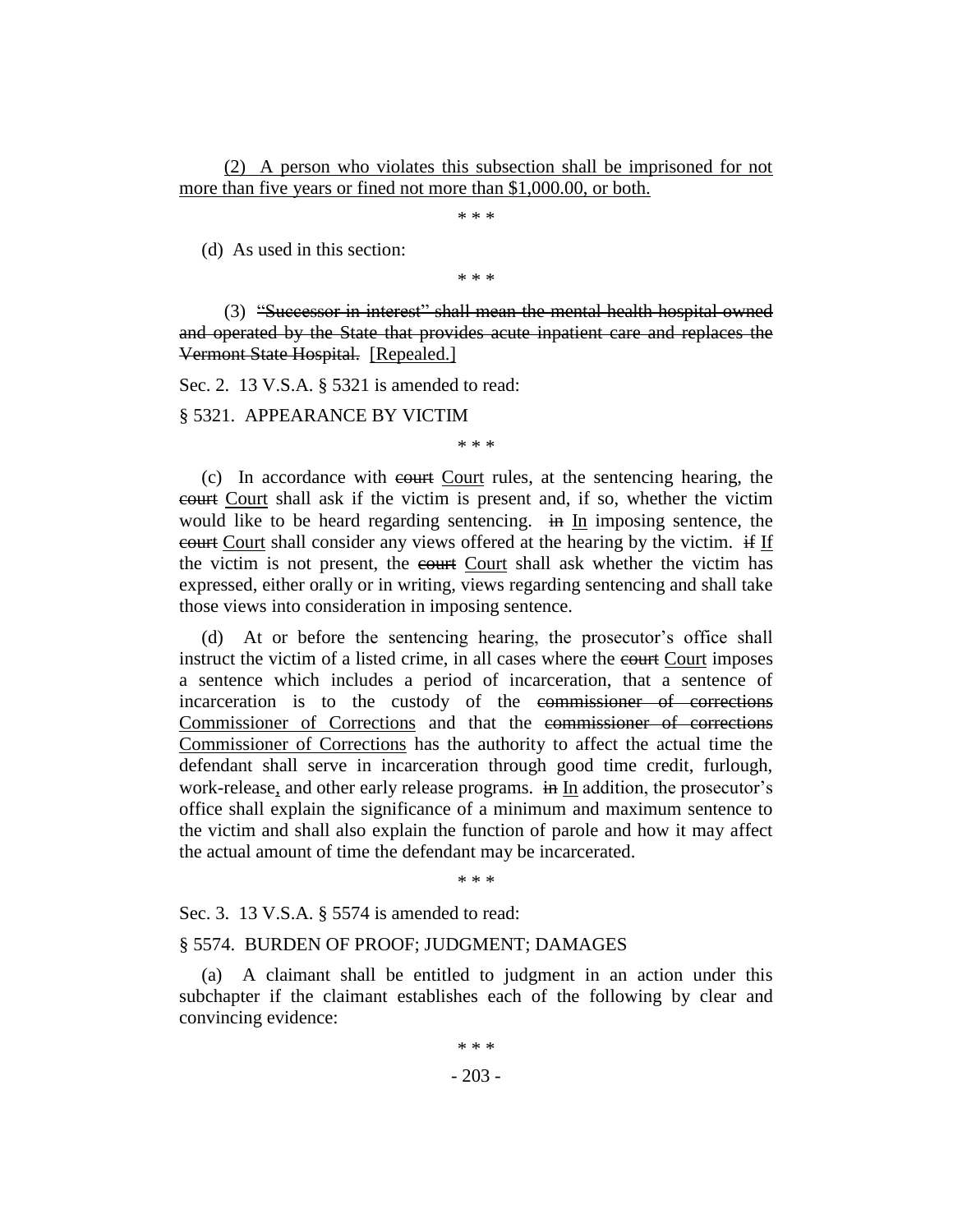(2) <u>A person who violates this subsection shall be imprisoned for not more than five years or fined not more than $1,000.00, or both.</u>

\* \* \*

(d) As used in this section:

\* \* \*

(3) ~~"Successor in interest" shall mean the mental health hospital owned and operated by the State that provides acute inpatient care and replaces the Vermont State Hospital.~~ <u>[Repealed.]</u>

Sec. 2. 13 V.S.A. § 5321 is amended to read:

§ 5321. APPEARANCE BY VICTIM

\* \* \*

(c) In accordance with ~~court~~ <u>Court</u> rules, at the sentencing hearing, the ~~court~~ <u>Court</u> shall ask if the victim is present and, if so, whether the victim would like to be heard regarding sentencing. ~~in~~ <u>In</u> imposing sentence, the ~~court~~ <u>Court</u> shall consider any views offered at the hearing by the victim. ~~if~~ <u>If</u> the victim is not present, the ~~court~~ <u>Court</u> shall ask whether the victim has expressed, either orally or in writing, views regarding sentencing and shall take those views into consideration in imposing sentence.

(d) At or before the sentencing hearing, the prosecutor's office shall instruct the victim of a listed crime, in all cases where the ~~court~~ <u>Court</u> imposes a sentence which includes a period of incarceration, that a sentence of incarceration is to the custody of the ~~commissioner of corrections~~ <u>Commissioner of Corrections</u> and that the ~~commissioner of corrections~~ <u>Commissioner of Corrections</u> has the authority to affect the actual time the defendant shall serve in incarceration through good time credit, furlough, work-release<u>,</u> and other early release programs. ~~in~~ <u>In</u> addition, the prosecutor's office shall explain the significance of a minimum and maximum sentence to the victim and shall also explain the function of parole and how it may affect the actual amount of time the defendant may be incarcerated.

\* \* \*

Sec. 3. 13 V.S.A. § 5574 is amended to read:

§ 5574. BURDEN OF PROOF; JUDGMENT; DAMAGES

(a) A claimant shall be entitled to judgment in an action under this subchapter if the claimant establishes each of the following by clear and convincing evidence:

\* \* \*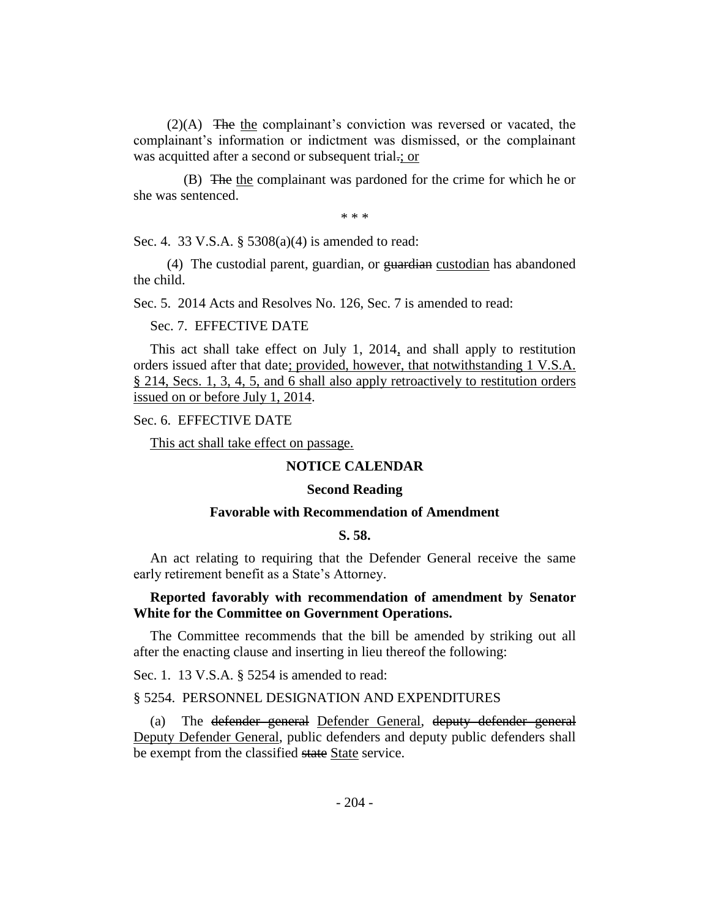(2)(A) ~~The~~ the complainant's conviction was reversed or vacated, the complainant's information or indictment was dismissed, or the complainant was acquitted after a second or subsequent trial~~.~~; or

(B) ~~The~~ the complainant was pardoned for the crime for which he or she was sentenced.

\* \* \*

Sec. 4. 33 V.S.A. § 5308(a)(4) is amended to read:

(4) The custodial parent, guardian, or ~~guardian~~ custodian has abandoned the child.

Sec. 5. 2014 Acts and Resolves No. 126, Sec. 7 is amended to read:

Sec. 7. EFFECTIVE DATE

This act shall take effect on July 1, 2014, and shall apply to restitution orders issued after that date; provided, however, that notwithstanding 1 V.S.A. § 214, Secs. 1, 3, 4, 5, and 6 shall also apply retroactively to restitution orders issued on or before July 1, 2014.

Sec. 6. EFFECTIVE DATE

This act shall take effect on passage.

## NOTICE CALENDAR

### Second Reading

### Favorable with Recommendation of Amendment

### S. 58.

An act relating to requiring that the Defender General receive the same early retirement benefit as a State's Attorney.

**Reported favorably with recommendation of amendment by Senator White for the Committee on Government Operations.**

The Committee recommends that the bill be amended by striking out all after the enacting clause and inserting in lieu thereof the following:

Sec. 1. 13 V.S.A. § 5254 is amended to read:

§ 5254. PERSONNEL DESIGNATION AND EXPENDITURES

(a) The ~~defender general~~ Defender General, ~~deputy defender general~~ Deputy Defender General, public defenders and deputy public defenders shall be exempt from the classified ~~state~~ State service.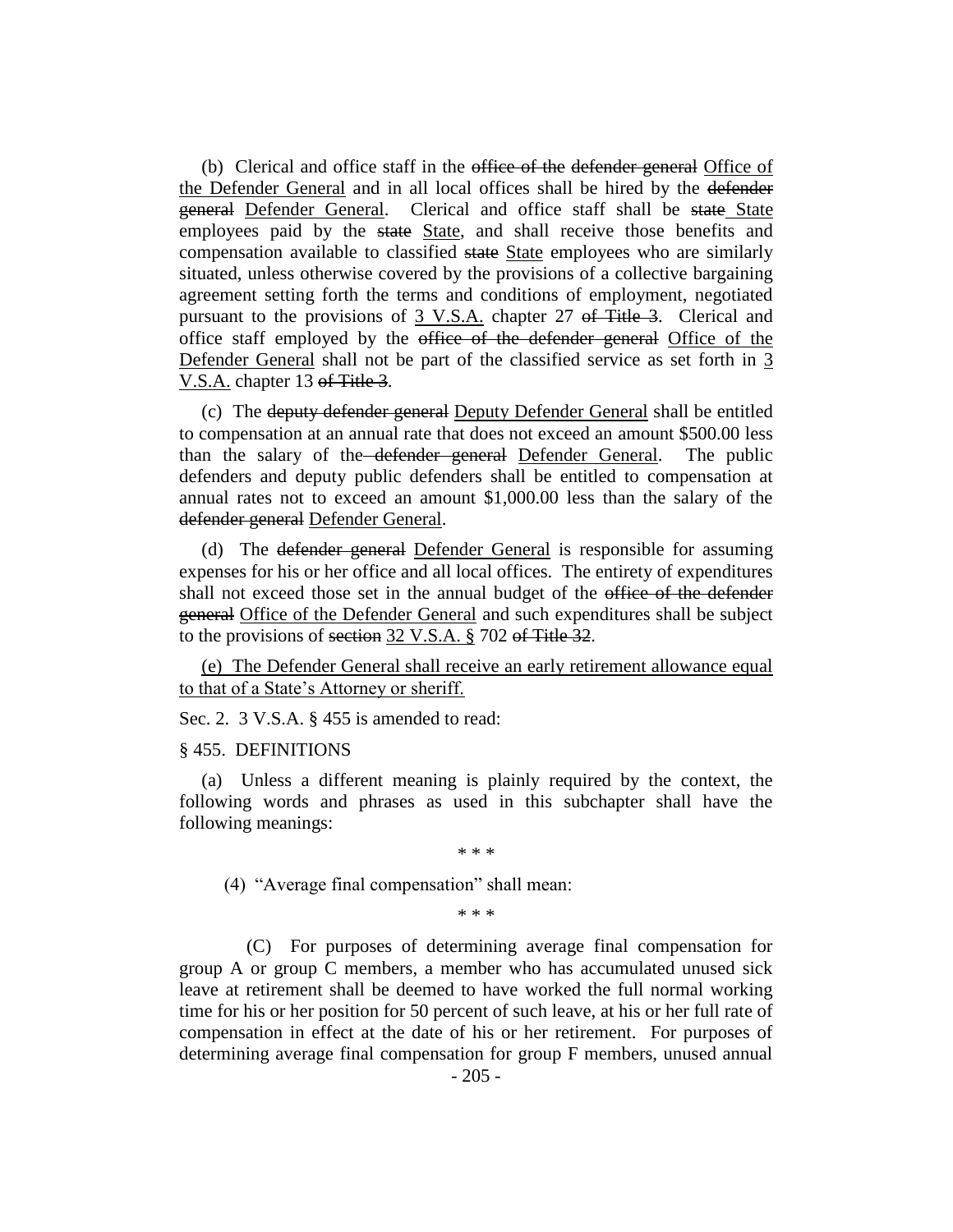(b) Clerical and office staff in the ~~office of the defender general~~ Office of the Defender General and in all local offices shall be hired by the ~~defender general~~ Defender General. Clerical and office staff shall be ~~state~~ State employees paid by the ~~state~~ State, and shall receive those benefits and compensation available to classified ~~state~~ State employees who are similarly situated, unless otherwise covered by the provisions of a collective bargaining agreement setting forth the terms and conditions of employment, negotiated pursuant to the provisions of 3 V.S.A. chapter 27 ~~of Title 3~~. Clerical and office staff employed by the ~~office of the defender general~~ Office of the Defender General shall not be part of the classified service as set forth in 3 V.S.A. chapter 13 ~~of Title 3~~.

(c) The ~~deputy defender general~~ Deputy Defender General shall be entitled to compensation at an annual rate that does not exceed an amount $500.00 less than the salary of the ~~defender general~~ Defender General. The public defenders and deputy public defenders shall be entitled to compensation at annual rates not to exceed an amount $1,000.00 less than the salary of the ~~defender general~~ Defender General.

(d) The ~~defender general~~ Defender General is responsible for assuming expenses for his or her office and all local offices. The entirety of expenditures shall not exceed those set in the annual budget of the ~~office of the defender general~~ Office of the Defender General and such expenditures shall be subject to the provisions of ~~section~~ 32 V.S.A. § 702 ~~of Title 32~~.

(e) The Defender General shall receive an early retirement allowance equal to that of a State's Attorney or sheriff.

Sec. 2. 3 V.S.A. § 455 is amended to read:

§ 455. DEFINITIONS

(a) Unless a different meaning is plainly required by the context, the following words and phrases as used in this subchapter shall have the following meanings:

\* \* \*

(4) "Average final compensation" shall mean:

\* \* \*

(C) For purposes of determining average final compensation for group A or group C members, a member who has accumulated unused sick leave at retirement shall be deemed to have worked the full normal working time for his or her position for 50 percent of such leave, at his or her full rate of compensation in effect at the date of his or her retirement. For purposes of determining average final compensation for group F members, unused annual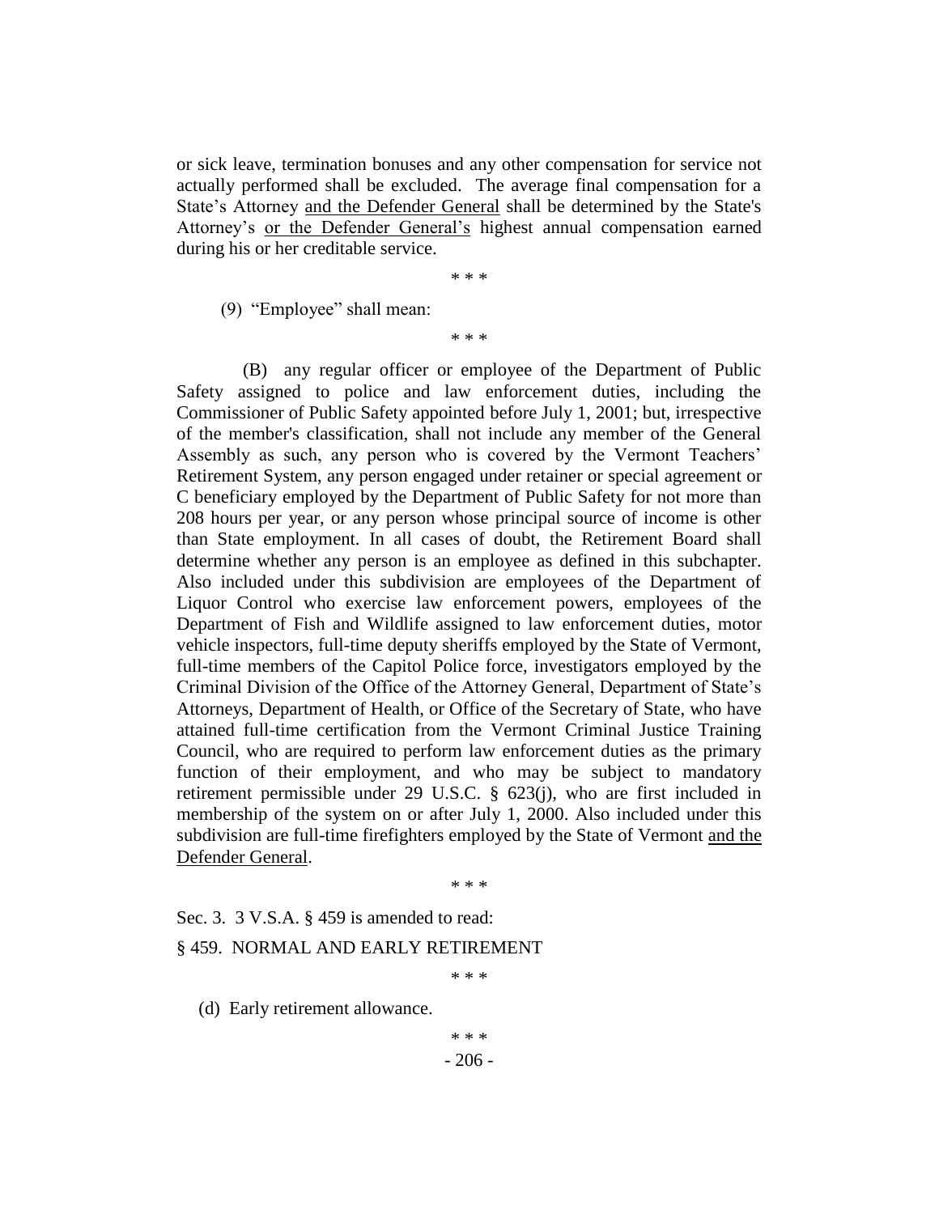or sick leave, termination bonuses and any other compensation for service not actually performed shall be excluded. The average final compensation for a State's Attorney <u>and the Defender General</u> shall be determined by the State's Attorney's <u>or the Defender General's</u> highest annual compensation earned during his or her creditable service.

\* \* \*

(9) "Employee" shall mean:

\* \* \*

(B) any regular officer or employee of the Department of Public Safety assigned to police and law enforcement duties, including the Commissioner of Public Safety appointed before July 1, 2001; but, irrespective of the member's classification, shall not include any member of the General Assembly as such, any person who is covered by the Vermont Teachers' Retirement System, any person engaged under retainer or special agreement or C beneficiary employed by the Department of Public Safety for not more than 208 hours per year, or any person whose principal source of income is other than State employment. In all cases of doubt, the Retirement Board shall determine whether any person is an employee as defined in this subchapter. Also included under this subdivision are employees of the Department of Liquor Control who exercise law enforcement powers, employees of the Department of Fish and Wildlife assigned to law enforcement duties, motor vehicle inspectors, full-time deputy sheriffs employed by the State of Vermont, full-time members of the Capitol Police force, investigators employed by the Criminal Division of the Office of the Attorney General, Department of State's Attorneys, Department of Health, or Office of the Secretary of State, who have attained full-time certification from the Vermont Criminal Justice Training Council, who are required to perform law enforcement duties as the primary function of their employment, and who may be subject to mandatory retirement permissible under 29 U.S.C. § 623(j), who are first included in membership of the system on or after July 1, 2000. Also included under this subdivision are full-time firefighters employed by the State of Vermont <u>and the Defender General</u>.

\* \* \*

Sec. 3. 3 V.S.A. § 459 is amended to read:

§ 459. NORMAL AND EARLY RETIREMENT

\* \* \*

(d) Early retirement allowance.

\* \* \*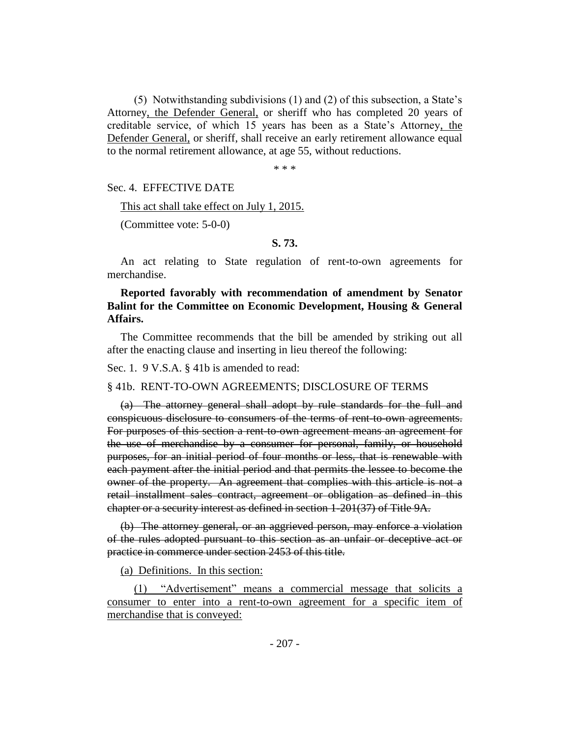(5) Notwithstanding subdivisions (1) and (2) of this subsection, a State's Attorney<u>, the Defender General,</u> or sheriff who has completed 20 years of creditable service, of which 15 years has been as a State's Attorney<u>, the Defender General,</u> or sheriff, shall receive an early retirement allowance equal to the normal retirement allowance, at age 55, without reductions.

\* \* \*

Sec. 4. EFFECTIVE DATE

<u>This act shall take effect on July 1, 2015.</u>

(Committee vote: 5-0-0)

**S. 73.**

An act relating to State regulation of rent-to-own agreements for merchandise.

**Reported favorably with recommendation of amendment by Senator Balint for the Committee on Economic Development, Housing & General Affairs.**

The Committee recommends that the bill be amended by striking out all after the enacting clause and inserting in lieu thereof the following:

Sec. 1. 9 V.S.A. § 41b is amended to read:

§ 41b. RENT-TO-OWN AGREEMENTS; DISCLOSURE OF TERMS

~~(a) The attorney general shall adopt by rule standards for the full and conspicuous disclosure to consumers of the terms of rent-to-own agreements. For purposes of this section a rent-to-own agreement means an agreement for the use of merchandise by a consumer for personal, family, or household purposes, for an initial period of four months or less, that is renewable with each payment after the initial period and that permits the lessee to become the owner of the property. An agreement that complies with this article is not a retail installment sales contract, agreement or obligation as defined in this chapter or a security interest as defined in section 1-201(37) of Title 9A.~~

~~(b) The attorney general, or an aggrieved person, may enforce a violation of the rules adopted pursuant to this section as an unfair or deceptive act or practice in commerce under section 2453 of this title.~~

<u>(a) Definitions. In this section:</u>

<u>(1) "Advertisement" means a commercial message that solicits a consumer to enter into a rent-to-own agreement for a specific item of merchandise that is conveyed:</u>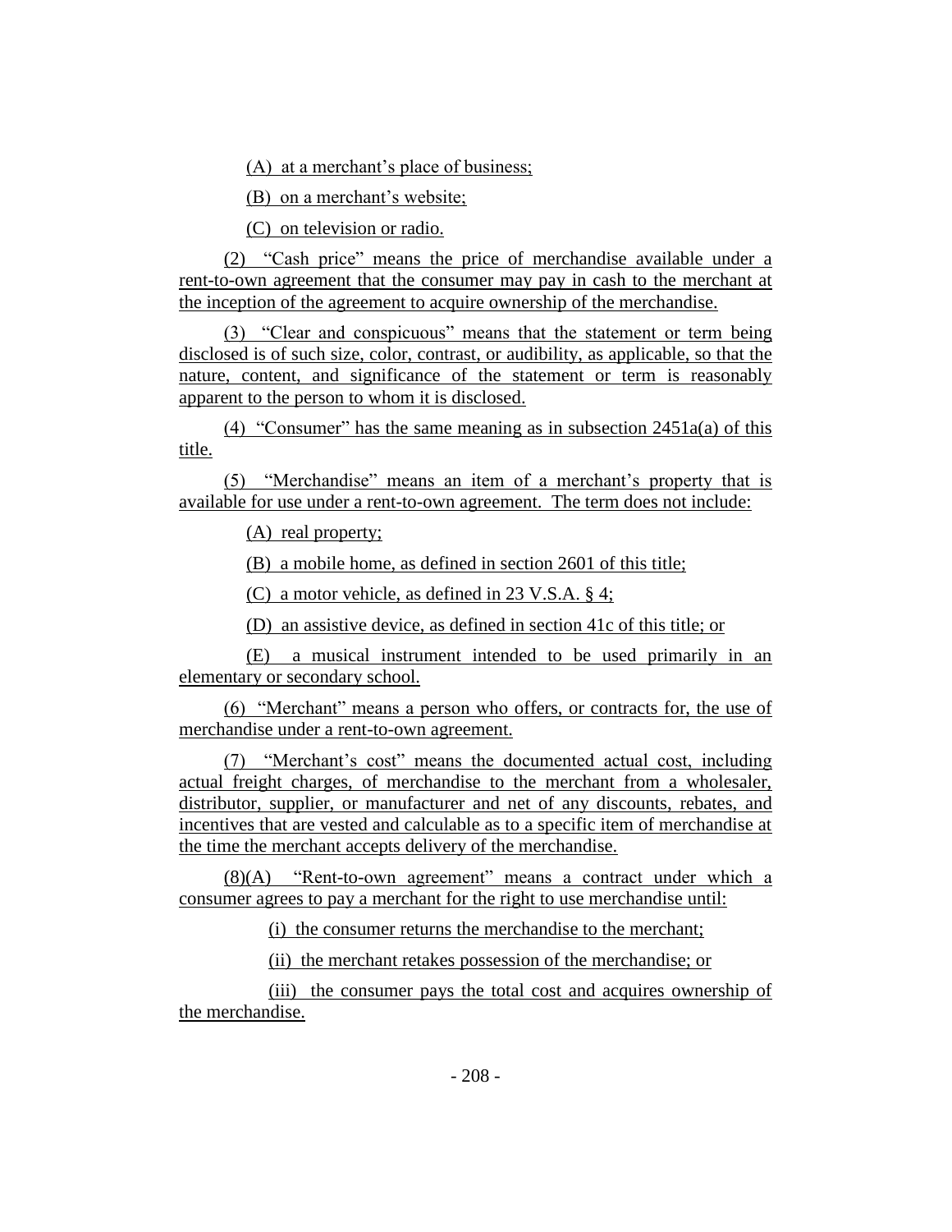(A) at a merchant's place of business;

(B) on a merchant's website;

(C) on television or radio.

(2) "Cash price" means the price of merchandise available under a rent-to-own agreement that the consumer may pay in cash to the merchant at the inception of the agreement to acquire ownership of the merchandise.

(3) "Clear and conspicuous" means that the statement or term being disclosed is of such size, color, contrast, or audibility, as applicable, so that the nature, content, and significance of the statement or term is reasonably apparent to the person to whom it is disclosed.

(4) "Consumer" has the same meaning as in subsection 2451a(a) of this title.

(5) "Merchandise" means an item of a merchant's property that is available for use under a rent-to-own agreement. The term does not include:

(A) real property;

(B) a mobile home, as defined in section 2601 of this title;

(C) a motor vehicle, as defined in 23 V.S.A. § 4;

(D) an assistive device, as defined in section 41c of this title; or

(E) a musical instrument intended to be used primarily in an elementary or secondary school.

(6) "Merchant" means a person who offers, or contracts for, the use of merchandise under a rent-to-own agreement.

(7) "Merchant's cost" means the documented actual cost, including actual freight charges, of merchandise to the merchant from a wholesaler, distributor, supplier, or manufacturer and net of any discounts, rebates, and incentives that are vested and calculable as to a specific item of merchandise at the time the merchant accepts delivery of the merchandise.

(8)(A) "Rent-to-own agreement" means a contract under which a consumer agrees to pay a merchant for the right to use merchandise until:

(i) the consumer returns the merchandise to the merchant;

(ii) the merchant retakes possession of the merchandise; or

(iii) the consumer pays the total cost and acquires ownership of the merchandise.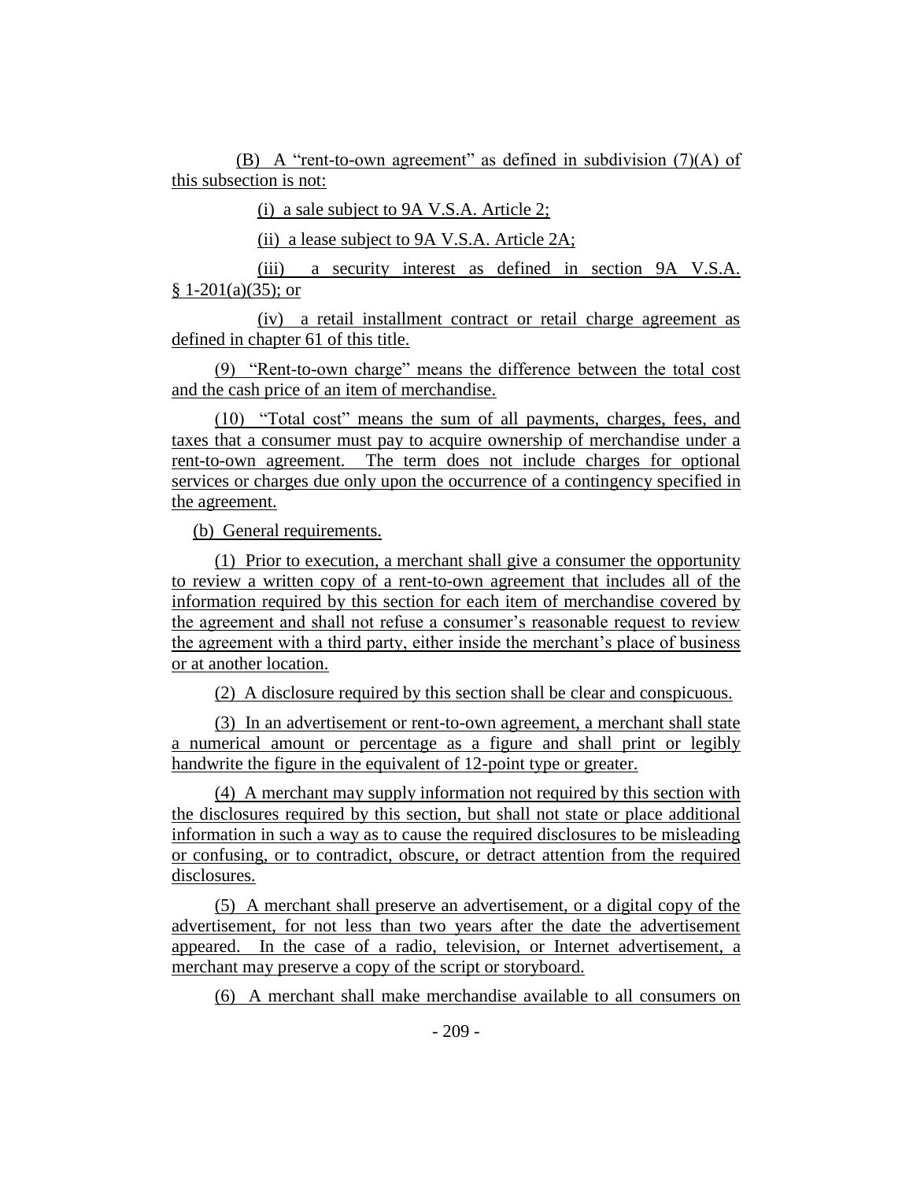(B) A "rent-to-own agreement" as defined in subdivision (7)(A) of this subsection is not:

(i) a sale subject to 9A V.S.A. Article 2;

(ii) a lease subject to 9A V.S.A. Article 2A;

(iii) a security interest as defined in section 9A V.S.A. § 1-201(a)(35); or

(iv) a retail installment contract or retail charge agreement as defined in chapter 61 of this title.

(9) "Rent-to-own charge" means the difference between the total cost and the cash price of an item of merchandise.

(10) "Total cost" means the sum of all payments, charges, fees, and taxes that a consumer must pay to acquire ownership of merchandise under a rent-to-own agreement. The term does not include charges for optional services or charges due only upon the occurrence of a contingency specified in the agreement.

(b) General requirements.

(1) Prior to execution, a merchant shall give a consumer the opportunity to review a written copy of a rent-to-own agreement that includes all of the information required by this section for each item of merchandise covered by the agreement and shall not refuse a consumer's reasonable request to review the agreement with a third party, either inside the merchant's place of business or at another location.

(2) A disclosure required by this section shall be clear and conspicuous.

(3) In an advertisement or rent-to-own agreement, a merchant shall state a numerical amount or percentage as a figure and shall print or legibly handwrite the figure in the equivalent of 12-point type or greater.

(4) A merchant may supply information not required by this section with the disclosures required by this section, but shall not state or place additional information in such a way as to cause the required disclosures to be misleading or confusing, or to contradict, obscure, or detract attention from the required disclosures.

(5) A merchant shall preserve an advertisement, or a digital copy of the advertisement, for not less than two years after the date the advertisement appeared. In the case of a radio, television, or Internet advertisement, a merchant may preserve a copy of the script or storyboard.

(6) A merchant shall make merchandise available to all consumers on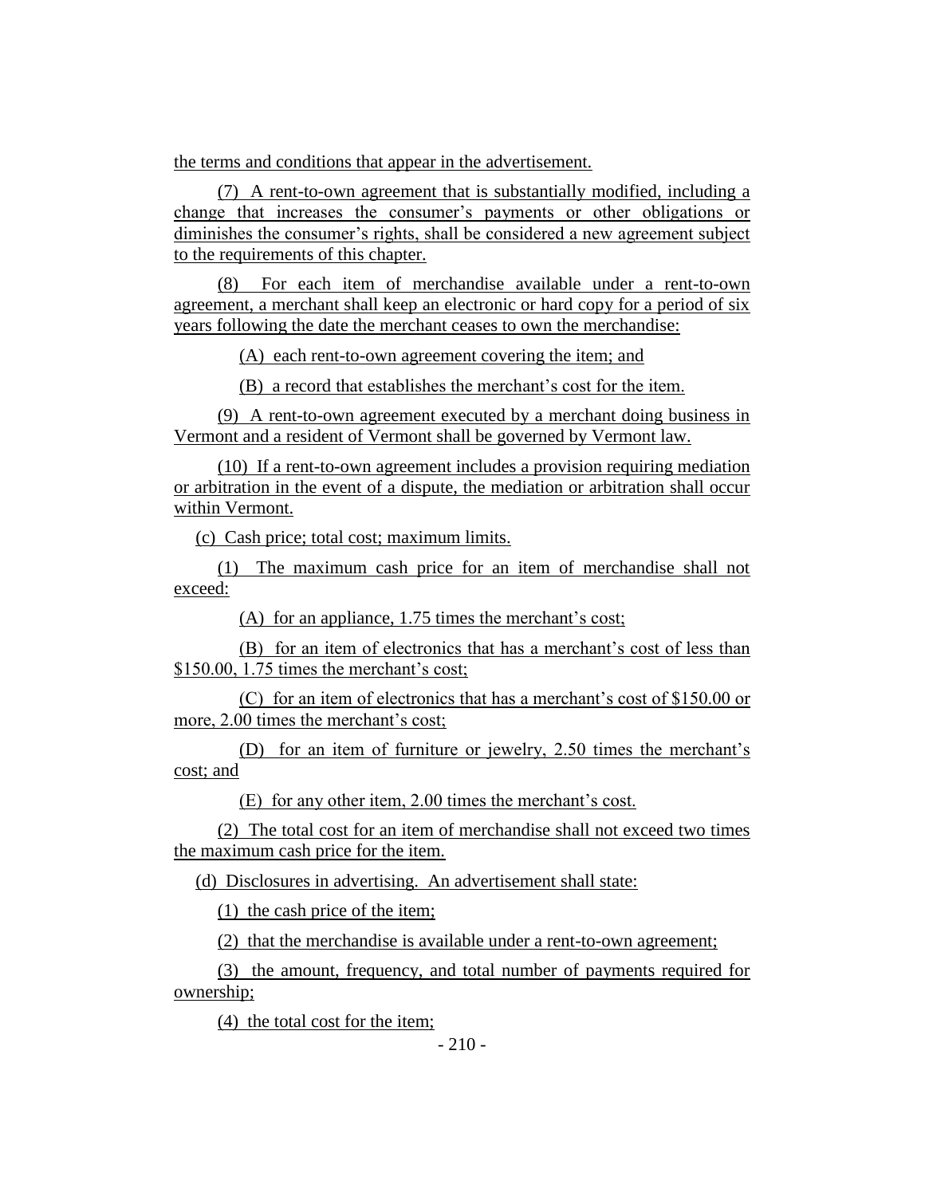the terms and conditions that appear in the advertisement.

(7) A rent-to-own agreement that is substantially modified, including a change that increases the consumer's payments or other obligations or diminishes the consumer's rights, shall be considered a new agreement subject to the requirements of this chapter.

(8) For each item of merchandise available under a rent-to-own agreement, a merchant shall keep an electronic or hard copy for a period of six years following the date the merchant ceases to own the merchandise:

(A) each rent-to-own agreement covering the item; and

(B) a record that establishes the merchant's cost for the item.

(9) A rent-to-own agreement executed by a merchant doing business in Vermont and a resident of Vermont shall be governed by Vermont law.

(10) If a rent-to-own agreement includes a provision requiring mediation or arbitration in the event of a dispute, the mediation or arbitration shall occur within Vermont.

(c) Cash price; total cost; maximum limits.

(1) The maximum cash price for an item of merchandise shall not exceed:

(A) for an appliance, 1.75 times the merchant's cost;

(B) for an item of electronics that has a merchant's cost of less than $150.00, 1.75 times the merchant's cost;

(C) for an item of electronics that has a merchant's cost of $150.00 or more, 2.00 times the merchant's cost;

(D) for an item of furniture or jewelry, 2.50 times the merchant's cost; and

(E) for any other item, 2.00 times the merchant's cost.

(2) The total cost for an item of merchandise shall not exceed two times the maximum cash price for the item.

(d) Disclosures in advertising. An advertisement shall state:

(1) the cash price of the item;

(2) that the merchandise is available under a rent-to-own agreement;

(3) the amount, frequency, and total number of payments required for ownership;

(4) the total cost for the item;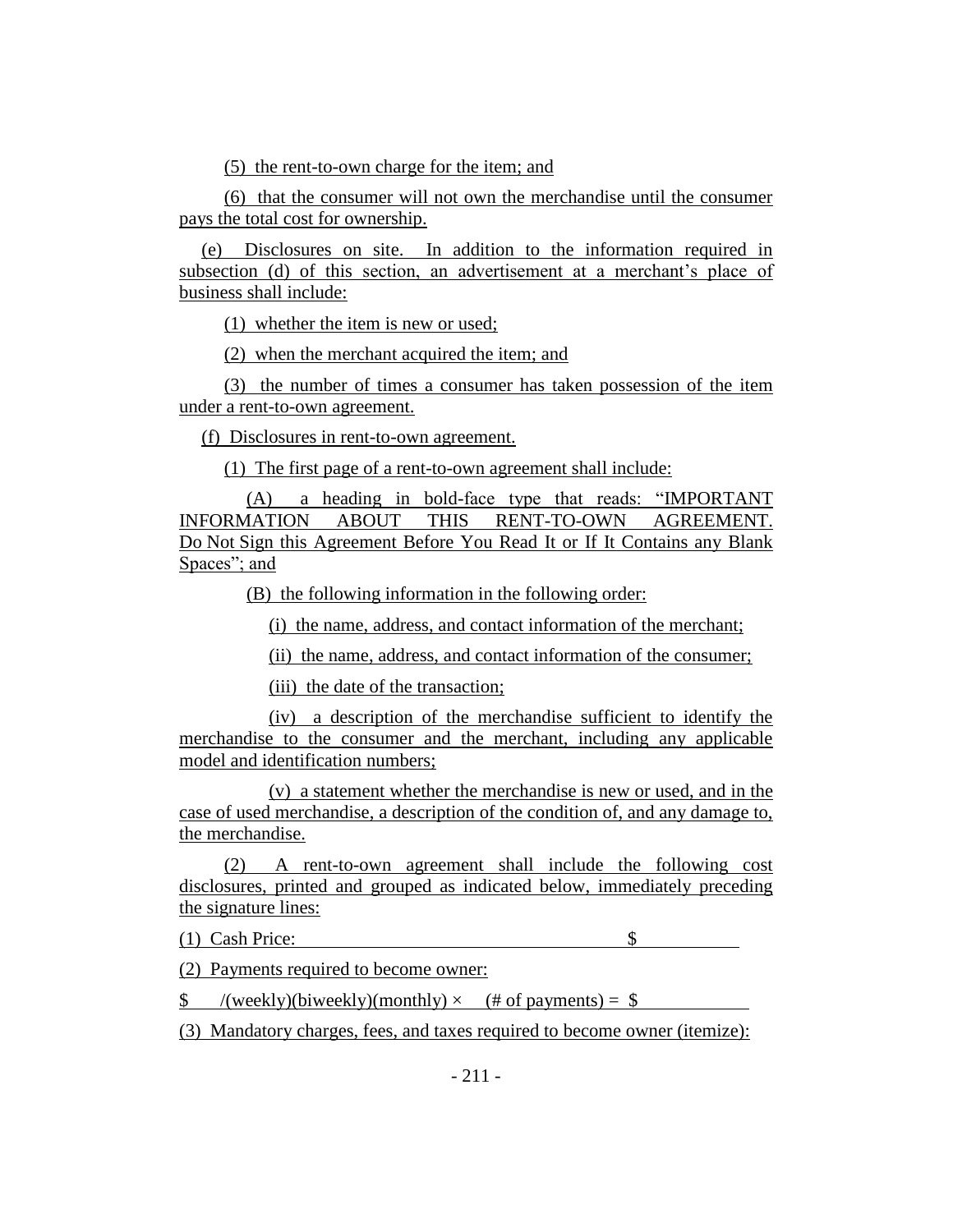(5) the rent-to-own charge for the item; and

(6) that the consumer will not own the merchandise until the consumer pays the total cost for ownership.

(e) Disclosures on site. In addition to the information required in subsection (d) of this section, an advertisement at a merchant's place of business shall include:

(1) whether the item is new or used;

(2) when the merchant acquired the item; and

(3) the number of times a consumer has taken possession of the item under a rent-to-own agreement.

(f) Disclosures in rent-to-own agreement.

(1) The first page of a rent-to-own agreement shall include:

(A) a heading in bold-face type that reads: "IMPORTANT INFORMATION ABOUT THIS RENT-TO-OWN AGREEMENT. Do Not Sign this Agreement Before You Read It or If It Contains any Blank Spaces"; and

(B) the following information in the following order:

(i) the name, address, and contact information of the merchant;

(ii) the name, address, and contact information of the consumer;

(iii) the date of the transaction;

(iv) a description of the merchandise sufficient to identify the merchandise to the consumer and the merchant, including any applicable model and identification numbers;

(v) a statement whether the merchandise is new or used, and in the case of used merchandise, a description of the condition of, and any damage to, the merchandise.

(2) A rent-to-own agreement shall include the following cost disclosures, printed and grouped as indicated below, immediately preceding the signature lines:

(1) Cash Price: $

(2) Payments required to become owner:

$ /(weekly)(biweekly)(monthly) × (# of payments) = $

(3) Mandatory charges, fees, and taxes required to become owner (itemize):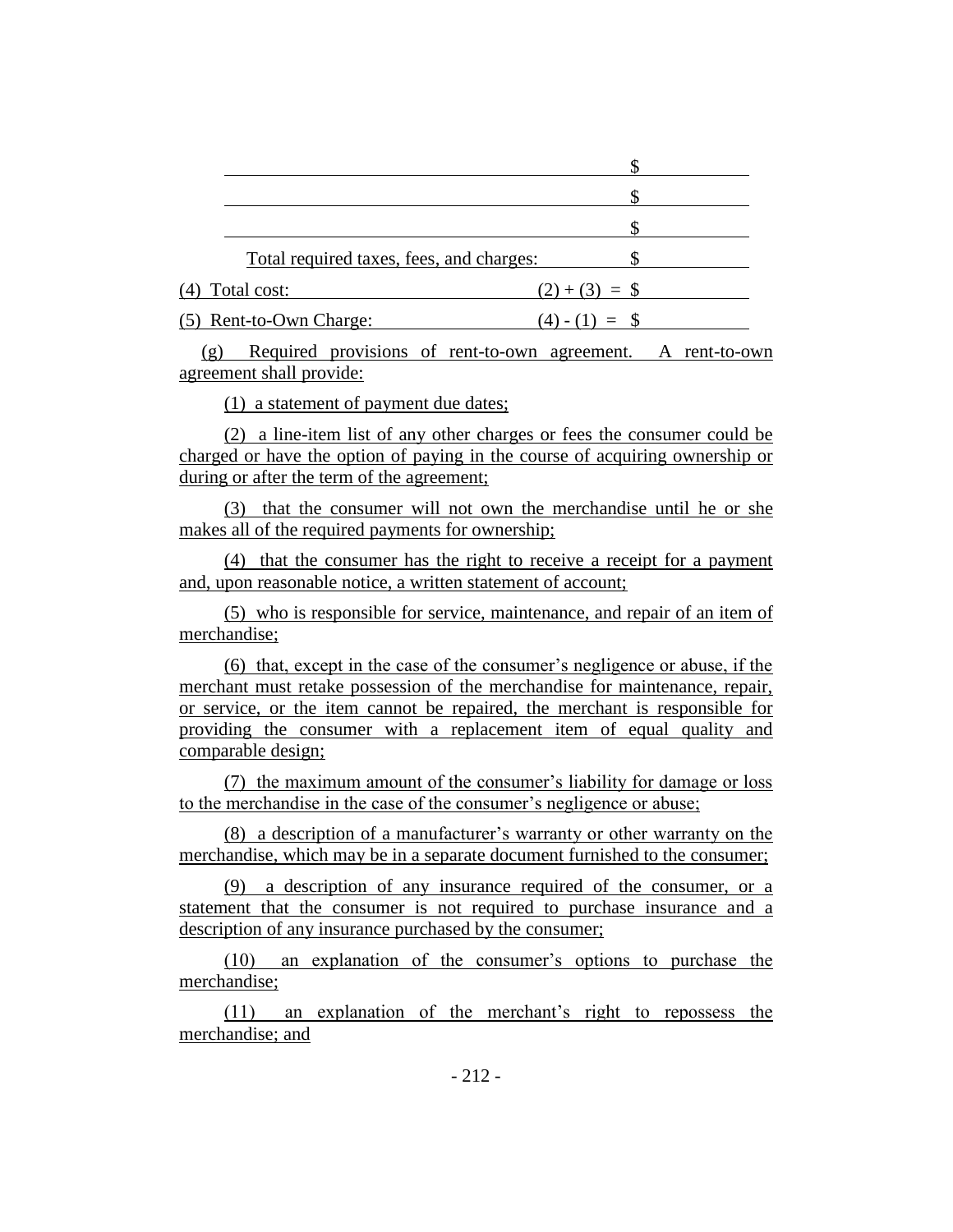| | |
|---|---|
| | $ |
| | $ |
| | $ |
| Total required taxes, fees, and charges: | $ |
| (4) Total cost: (2) + (3) = | $ |
| (5) Rent-to-Own Charge: (4) - (1) = | $ |

(g) Required provisions of rent-to-own agreement. A rent-to-own agreement shall provide:

(1) a statement of payment due dates;

(2) a line-item list of any other charges or fees the consumer could be charged or have the option of paying in the course of acquiring ownership or during or after the term of the agreement;

(3) that the consumer will not own the merchandise until he or she makes all of the required payments for ownership;

(4) that the consumer has the right to receive a receipt for a payment and, upon reasonable notice, a written statement of account;

(5) who is responsible for service, maintenance, and repair of an item of merchandise;

(6) that, except in the case of the consumer's negligence or abuse, if the merchant must retake possession of the merchandise for maintenance, repair, or service, or the item cannot be repaired, the merchant is responsible for providing the consumer with a replacement item of equal quality and comparable design;

(7) the maximum amount of the consumer's liability for damage or loss to the merchandise in the case of the consumer's negligence or abuse;

(8) a description of a manufacturer's warranty or other warranty on the merchandise, which may be in a separate document furnished to the consumer;

(9) a description of any insurance required of the consumer, or a statement that the consumer is not required to purchase insurance and a description of any insurance purchased by the consumer;

(10) an explanation of the consumer's options to purchase the merchandise;

(11) an explanation of the merchant's right to repossess the merchandise; and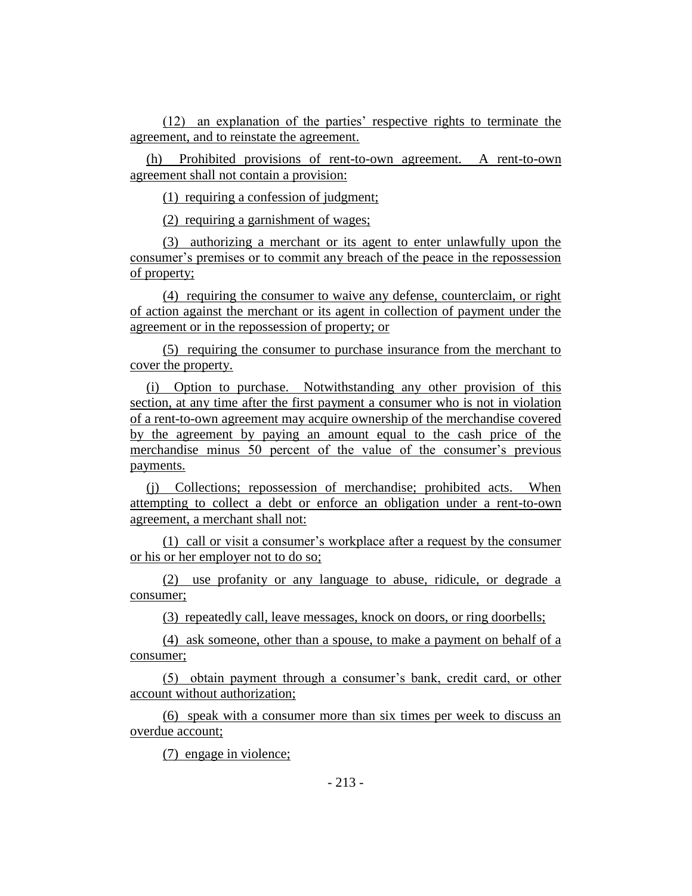(12) an explanation of the parties' respective rights to terminate the agreement, and to reinstate the agreement.

(h) Prohibited provisions of rent-to-own agreement. A rent-to-own agreement shall not contain a provision:

(1) requiring a confession of judgment;

(2) requiring a garnishment of wages;

(3) authorizing a merchant or its agent to enter unlawfully upon the consumer's premises or to commit any breach of the peace in the repossession of property;

(4) requiring the consumer to waive any defense, counterclaim, or right of action against the merchant or its agent in collection of payment under the agreement or in the repossession of property; or

(5) requiring the consumer to purchase insurance from the merchant to cover the property.

(i) Option to purchase. Notwithstanding any other provision of this section, at any time after the first payment a consumer who is not in violation of a rent-to-own agreement may acquire ownership of the merchandise covered by the agreement by paying an amount equal to the cash price of the merchandise minus 50 percent of the value of the consumer's previous payments.

(j) Collections; repossession of merchandise; prohibited acts. When attempting to collect a debt or enforce an obligation under a rent-to-own agreement, a merchant shall not:

(1) call or visit a consumer's workplace after a request by the consumer or his or her employer not to do so;

(2) use profanity or any language to abuse, ridicule, or degrade a consumer;

(3) repeatedly call, leave messages, knock on doors, or ring doorbells;

(4) ask someone, other than a spouse, to make a payment on behalf of a consumer;

(5) obtain payment through a consumer's bank, credit card, or other account without authorization;

(6) speak with a consumer more than six times per week to discuss an overdue account;

(7) engage in violence;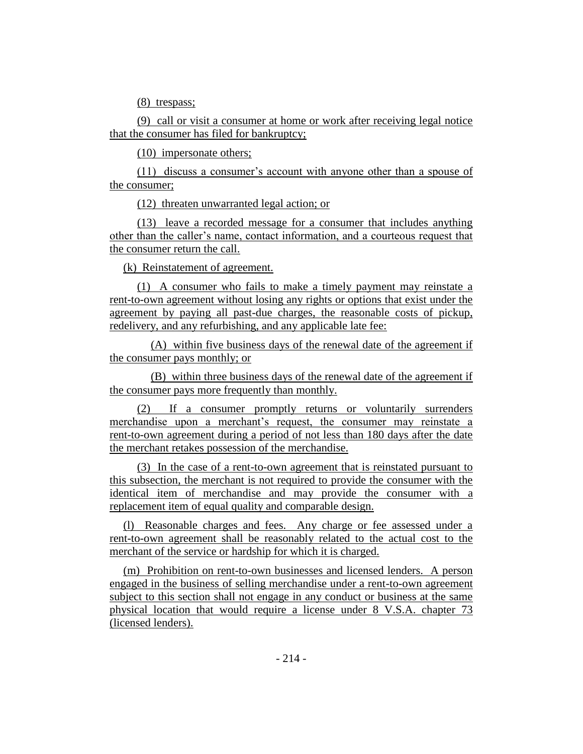(8) trespass;

(9) call or visit a consumer at home or work after receiving legal notice that the consumer has filed for bankruptcy;

(10) impersonate others;

(11) discuss a consumer's account with anyone other than a spouse of the consumer;

(12) threaten unwarranted legal action; or

(13) leave a recorded message for a consumer that includes anything other than the caller's name, contact information, and a courteous request that the consumer return the call.

(k) Reinstatement of agreement.

(1) A consumer who fails to make a timely payment may reinstate a rent-to-own agreement without losing any rights or options that exist under the agreement by paying all past-due charges, the reasonable costs of pickup, redelivery, and any refurbishing, and any applicable late fee:

(A) within five business days of the renewal date of the agreement if the consumer pays monthly; or

(B) within three business days of the renewal date of the agreement if the consumer pays more frequently than monthly.

(2) If a consumer promptly returns or voluntarily surrenders merchandise upon a merchant's request, the consumer may reinstate a rent-to-own agreement during a period of not less than 180 days after the date the merchant retakes possession of the merchandise.

(3) In the case of a rent-to-own agreement that is reinstated pursuant to this subsection, the merchant is not required to provide the consumer with the identical item of merchandise and may provide the consumer with a replacement item of equal quality and comparable design.

(l) Reasonable charges and fees. Any charge or fee assessed under a rent-to-own agreement shall be reasonably related to the actual cost to the merchant of the service or hardship for which it is charged.

(m) Prohibition on rent-to-own businesses and licensed lenders. A person engaged in the business of selling merchandise under a rent-to-own agreement subject to this section shall not engage in any conduct or business at the same physical location that would require a license under 8 V.S.A. chapter 73 (licensed lenders).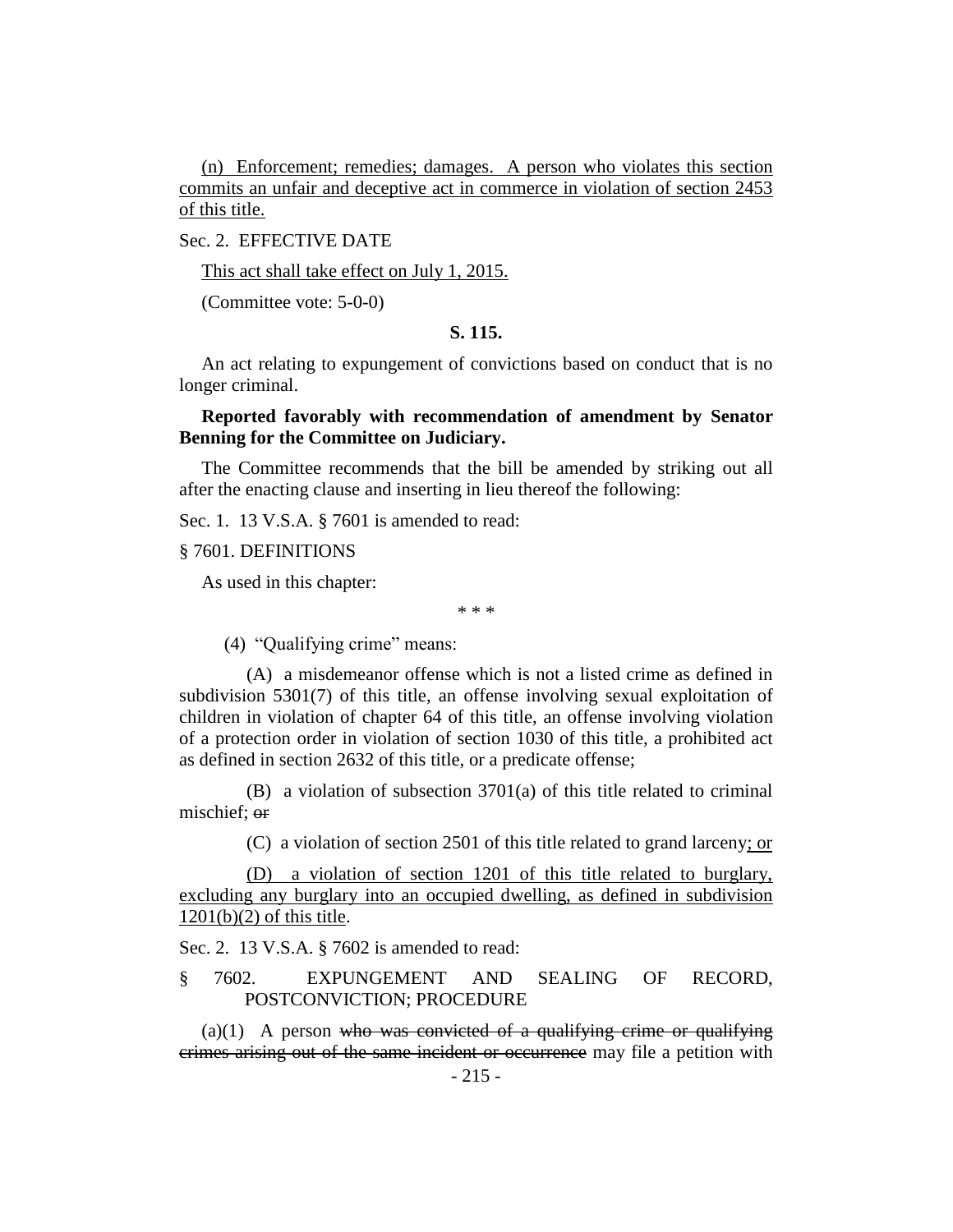(n) Enforcement; remedies; damages. A person who violates this section commits an unfair and deceptive act in commerce in violation of section 2453 of this title.

Sec. 2. EFFECTIVE DATE

This act shall take effect on July 1, 2015.

(Committee vote: 5-0-0)

**S. 115.**

An act relating to expungement of convictions based on conduct that is no longer criminal.

**Reported favorably with recommendation of amendment by Senator Benning for the Committee on Judiciary.**

The Committee recommends that the bill be amended by striking out all after the enacting clause and inserting in lieu thereof the following:

Sec. 1. 13 V.S.A. § 7601 is amended to read:

§ 7601. DEFINITIONS

As used in this chapter:

\* \* \*

(4) "Qualifying crime" means:

(A) a misdemeanor offense which is not a listed crime as defined in subdivision 5301(7) of this title, an offense involving sexual exploitation of children in violation of chapter 64 of this title, an offense involving violation of a protection order in violation of section 1030 of this title, a prohibited act as defined in section 2632 of this title, or a predicate offense;

(B) a violation of subsection 3701(a) of this title related to criminal mischief; ~~or~~

(C) a violation of section 2501 of this title related to grand larceny; or

(D) a violation of section 1201 of this title related to burglary, excluding any burglary into an occupied dwelling, as defined in subdivision 1201(b)(2) of this title.

Sec. 2. 13 V.S.A. § 7602 is amended to read:

§ 7602. EXPUNGEMENT AND SEALING OF RECORD, POSTCONVICTION; PROCEDURE

(a)(1) A person ~~who was convicted of a qualifying crime or qualifying crimes arising out of the same incident or occurrence~~ may file a petition with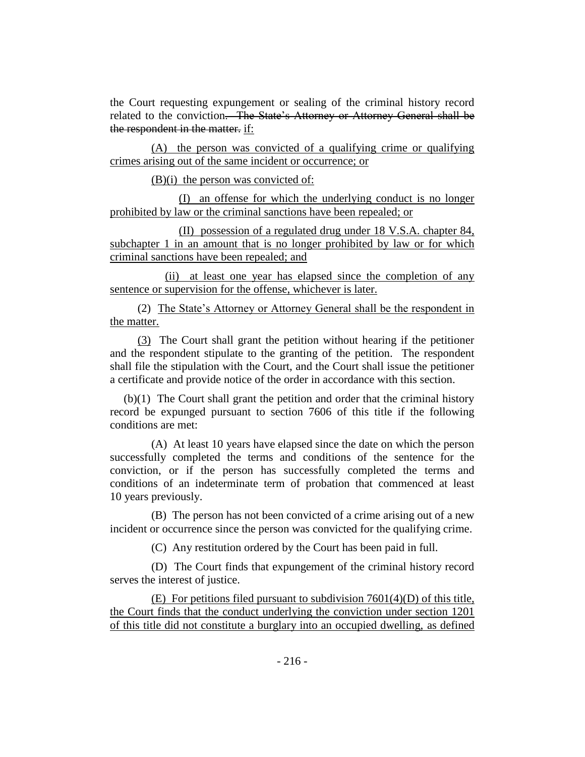the Court requesting expungement or sealing of the criminal history record related to the conviction~~. The State's Attorney or Attorney General shall be the respondent in the matter.~~ <u>if:</u>

<u>(A) the person was convicted of a qualifying crime or qualifying crimes arising out of the same incident or occurrence; or</u>

<u>(B)(i) the person was convicted of:</u>

<u>(I) an offense for which the underlying conduct is no longer prohibited by law or the criminal sanctions have been repealed; or</u>

<u>(II) possession of a regulated drug under 18 V.S.A. chapter 84, subchapter 1 in an amount that is no longer prohibited by law or for which criminal sanctions have been repealed; and</u>

<u>(ii) at least one year has elapsed since the completion of any sentence or supervision for the offense, whichever is later.</u>

(2) <u>The State's Attorney or Attorney General shall be the respondent in the matter.</u>

<u>(3)</u> The Court shall grant the petition without hearing if the petitioner and the respondent stipulate to the granting of the petition. The respondent shall file the stipulation with the Court, and the Court shall issue the petitioner a certificate and provide notice of the order in accordance with this section.

(b)(1) The Court shall grant the petition and order that the criminal history record be expunged pursuant to section 7606 of this title if the following conditions are met:

(A) At least 10 years have elapsed since the date on which the person successfully completed the terms and conditions of the sentence for the conviction, or if the person has successfully completed the terms and conditions of an indeterminate term of probation that commenced at least 10 years previously.

(B) The person has not been convicted of a crime arising out of a new incident or occurrence since the person was convicted for the qualifying crime.

(C) Any restitution ordered by the Court has been paid in full.

(D) The Court finds that expungement of the criminal history record serves the interest of justice.

<u>(E) For petitions filed pursuant to subdivision 7601(4)(D) of this title, the Court finds that the conduct underlying the conviction under section 1201 of this title did not constitute a burglary into an occupied dwelling, as defined</u>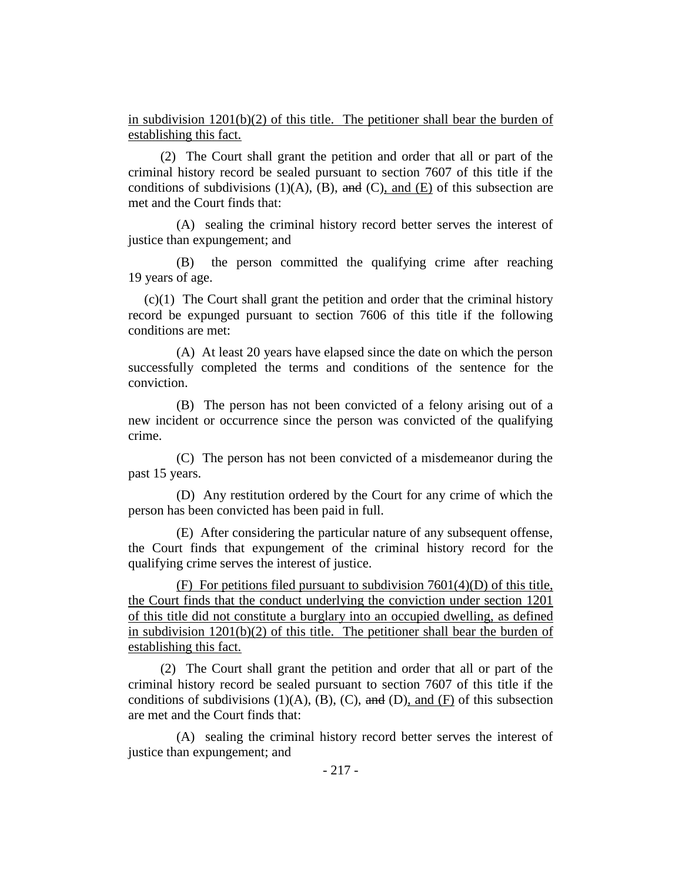in subdivision 1201(b)(2) of this title. The petitioner shall bear the burden of establishing this fact.

(2) The Court shall grant the petition and order that all or part of the criminal history record be sealed pursuant to section 7607 of this title if the conditions of subdivisions (1)(A), (B), ~~and~~ (C), and (E) of this subsection are met and the Court finds that:

(A) sealing the criminal history record better serves the interest of justice than expungement; and

(B) the person committed the qualifying crime after reaching 19 years of age.

(c)(1) The Court shall grant the petition and order that the criminal history record be expunged pursuant to section 7606 of this title if the following conditions are met:

(A) At least 20 years have elapsed since the date on which the person successfully completed the terms and conditions of the sentence for the conviction.

(B) The person has not been convicted of a felony arising out of a new incident or occurrence since the person was convicted of the qualifying crime.

(C) The person has not been convicted of a misdemeanor during the past 15 years.

(D) Any restitution ordered by the Court for any crime of which the person has been convicted has been paid in full.

(E) After considering the particular nature of any subsequent offense, the Court finds that expungement of the criminal history record for the qualifying crime serves the interest of justice.

(F) For petitions filed pursuant to subdivision 7601(4)(D) of this title, the Court finds that the conduct underlying the conviction under section 1201 of this title did not constitute a burglary into an occupied dwelling, as defined in subdivision 1201(b)(2) of this title. The petitioner shall bear the burden of establishing this fact.

(2) The Court shall grant the petition and order that all or part of the criminal history record be sealed pursuant to section 7607 of this title if the conditions of subdivisions (1)(A), (B), (C), ~~and~~ (D), and (F) of this subsection are met and the Court finds that:

(A) sealing the criminal history record better serves the interest of justice than expungement; and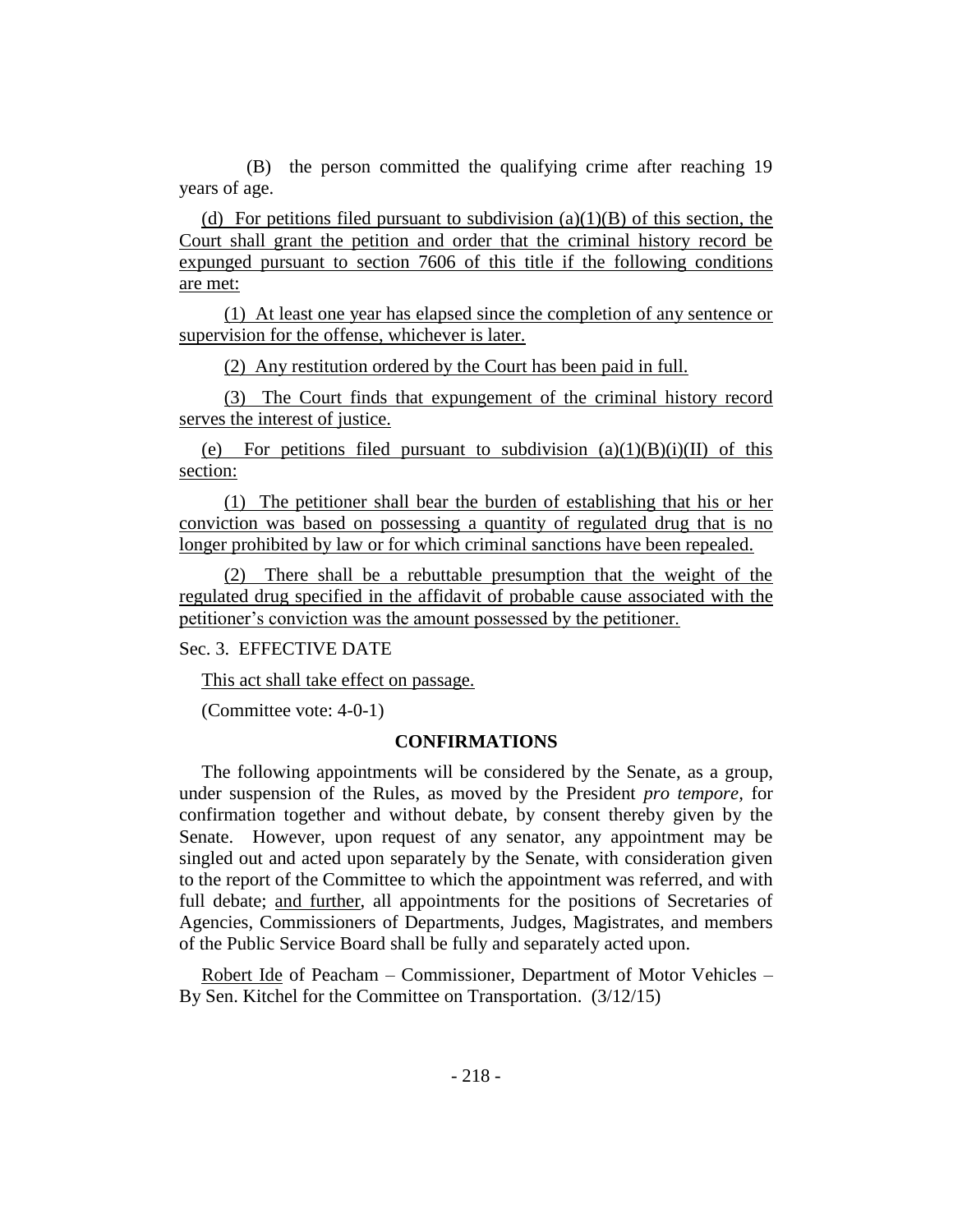(B) the person committed the qualifying crime after reaching 19 years of age.

(d) For petitions filed pursuant to subdivision (a)(1)(B) of this section, the Court shall grant the petition and order that the criminal history record be expunged pursuant to section 7606 of this title if the following conditions are met:

(1) At least one year has elapsed since the completion of any sentence or supervision for the offense, whichever is later.

(2) Any restitution ordered by the Court has been paid in full.

(3) The Court finds that expungement of the criminal history record serves the interest of justice.

(e) For petitions filed pursuant to subdivision (a)(1)(B)(i)(II) of this section:

(1) The petitioner shall bear the burden of establishing that his or her conviction was based on possessing a quantity of regulated drug that is no longer prohibited by law or for which criminal sanctions have been repealed.

(2) There shall be a rebuttable presumption that the weight of the regulated drug specified in the affidavit of probable cause associated with the petitioner's conviction was the amount possessed by the petitioner.

Sec. 3. EFFECTIVE DATE

This act shall take effect on passage.

(Committee vote: 4-0-1)

## CONFIRMATIONS

The following appointments will be considered by the Senate, as a group, under suspension of the Rules, as moved by the President *pro tempore,* for confirmation together and without debate, by consent thereby given by the Senate. However, upon request of any senator, any appointment may be singled out and acted upon separately by the Senate, with consideration given to the report of the Committee to which the appointment was referred, and with full debate; and further, all appointments for the positions of Secretaries of Agencies, Commissioners of Departments, Judges, Magistrates, and members of the Public Service Board shall be fully and separately acted upon.

Robert Ide of Peacham – Commissioner, Department of Motor Vehicles – By Sen. Kitchel for the Committee on Transportation. (3/12/15)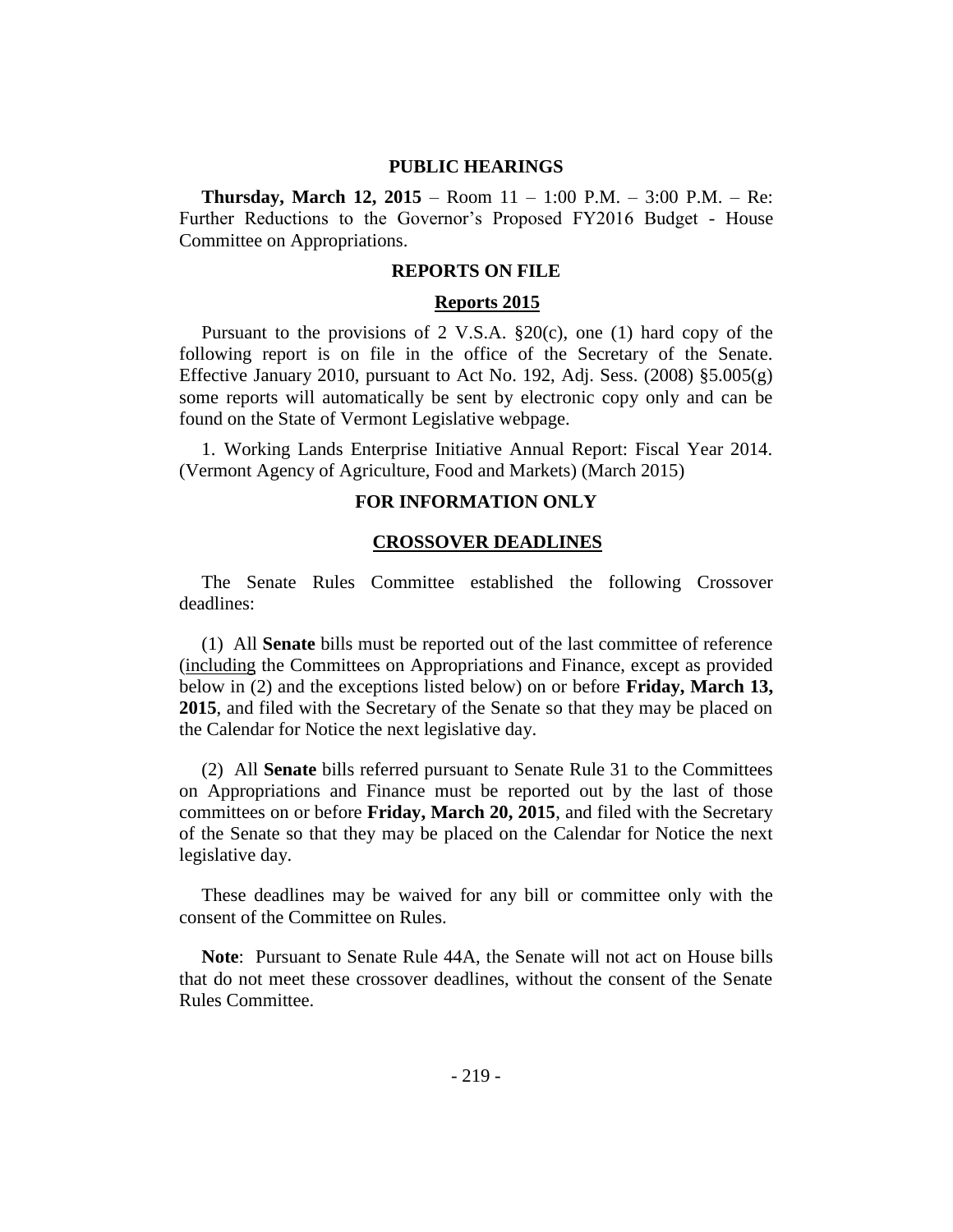## PUBLIC HEARINGS

**Thursday, March 12, 2015** – Room 11 – 1:00 P.M. – 3:00 P.M. – Re: Further Reductions to the Governor's Proposed FY2016 Budget - House Committee on Appropriations.

## REPORTS ON FILE

### Reports 2015

Pursuant to the provisions of 2 V.S.A. §20(c), one (1) hard copy of the following report is on file in the office of the Secretary of the Senate. Effective January 2010, pursuant to Act No. 192, Adj. Sess. (2008) §5.005(g) some reports will automatically be sent by electronic copy only and can be found on the State of Vermont Legislative webpage.

1. Working Lands Enterprise Initiative Annual Report: Fiscal Year 2014. (Vermont Agency of Agriculture, Food and Markets) (March 2015)

## FOR INFORMATION ONLY

### CROSSOVER DEADLINES

The Senate Rules Committee established the following Crossover deadlines:

(1) All **Senate** bills must be reported out of the last committee of reference (including the Committees on Appropriations and Finance, except as provided below in (2) and the exceptions listed below) on or before **Friday, March 13, 2015**, and filed with the Secretary of the Senate so that they may be placed on the Calendar for Notice the next legislative day.

(2) All **Senate** bills referred pursuant to Senate Rule 31 to the Committees on Appropriations and Finance must be reported out by the last of those committees on or before **Friday, March 20, 2015**, and filed with the Secretary of the Senate so that they may be placed on the Calendar for Notice the next legislative day.

These deadlines may be waived for any bill or committee only with the consent of the Committee on Rules.

**Note**: Pursuant to Senate Rule 44A, the Senate will not act on House bills that do not meet these crossover deadlines, without the consent of the Senate Rules Committee.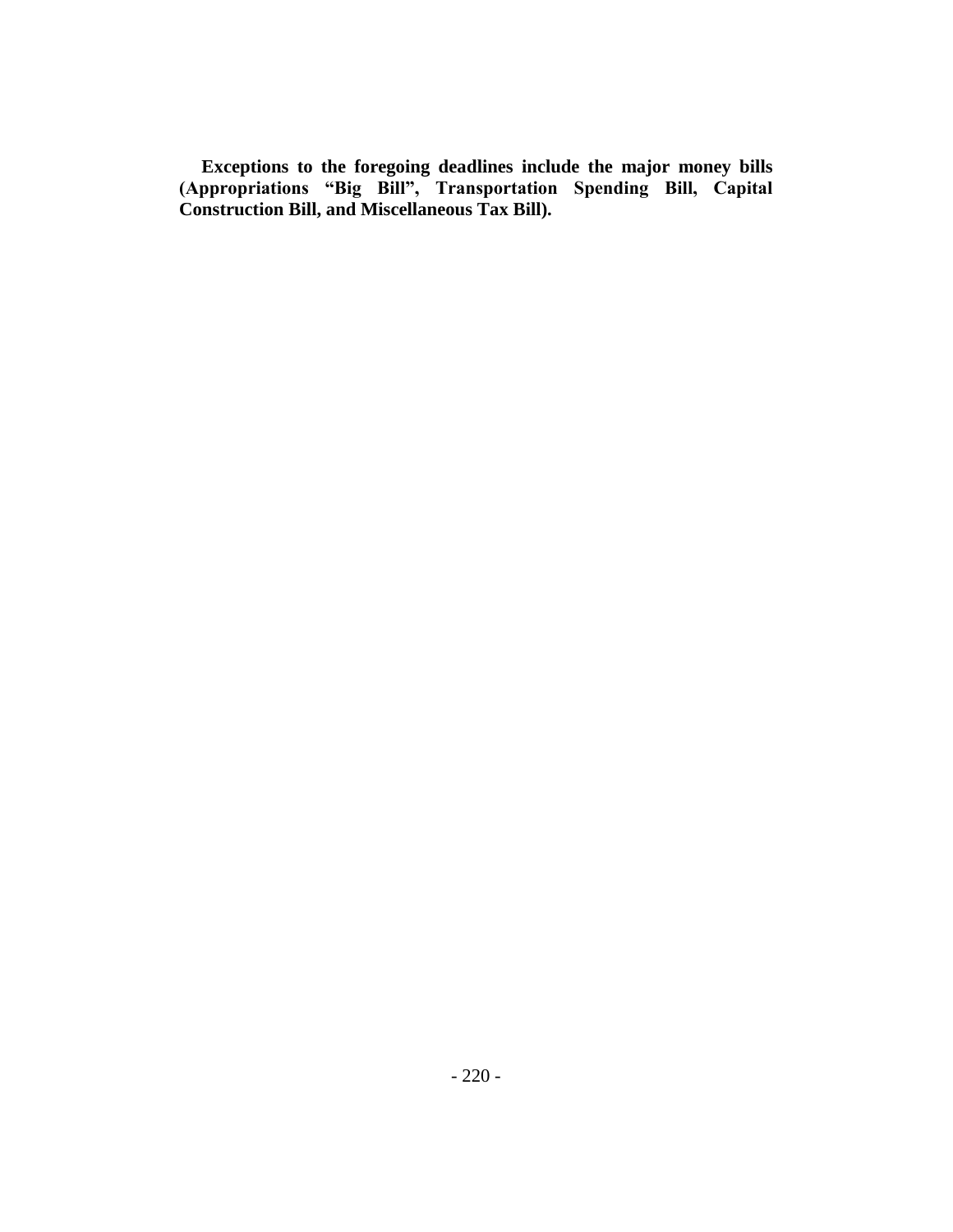**Exceptions to the foregoing deadlines include the major money bills (Appropriations “Big Bill”, Transportation Spending Bill, Capital Construction Bill, and Miscellaneous Tax Bill).**